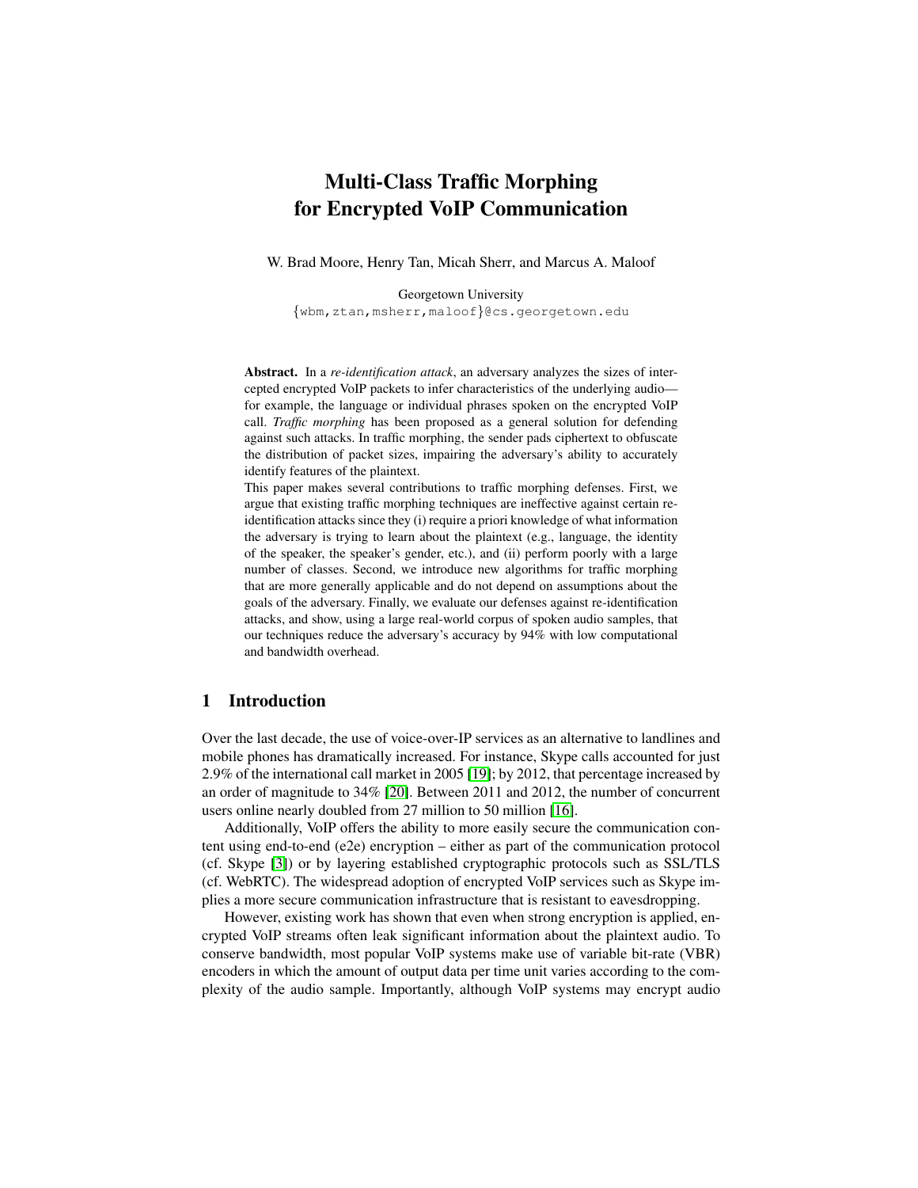# Multi-Class Traffic Morphing for Encrypted VoIP Communication

W. Brad Moore, Henry Tan, Micah Sherr, and Marcus A. Maloof

Georgetown University
{wbm,ztan,msherr,maloof}@cs.georgetown.edu

**Abstract.** In a *re-identification attack*, an adversary analyzes the sizes of intercepted encrypted VoIP packets to infer characteristics of the underlying audio—for example, the language or individual phrases spoken on the encrypted VoIP call. *Traffic morphing* has been proposed as a general solution for defending against such attacks. In traffic morphing, the sender pads ciphertext to obfuscate the distribution of packet sizes, impairing the adversary's ability to accurately identify features of the plaintext.

This paper makes several contributions to traffic morphing defenses. First, we argue that existing traffic morphing techniques are ineffective against certain re-identification attacks since they (i) require a priori knowledge of what information the adversary is trying to learn about the plaintext (e.g., language, the identity of the speaker, the speaker's gender, etc.), and (ii) perform poorly with a large number of classes. Second, we introduce new algorithms for traffic morphing that are more generally applicable and do not depend on assumptions about the goals of the adversary. Finally, we evaluate our defenses against re-identification attacks, and show, using a large real-world corpus of spoken audio samples, that our techniques reduce the adversary's accuracy by 94% with low computational and bandwidth overhead.

## 1 Introduction

Over the last decade, the use of voice-over-IP services as an alternative to landlines and mobile phones has dramatically increased. For instance, Skype calls accounted for just 2.9% of the international call market in 2005 [19]; by 2012, that percentage increased by an order of magnitude to 34% [20]. Between 2011 and 2012, the number of concurrent users online nearly doubled from 27 million to 50 million [16].

Additionally, VoIP offers the ability to more easily secure the communication content using end-to-end (e2e) encryption – either as part of the communication protocol (cf. Skype [3]) or by layering established cryptographic protocols such as SSL/TLS (cf. WebRTC). The widespread adoption of encrypted VoIP services such as Skype implies a more secure communication infrastructure that is resistant to eavesdropping.

However, existing work has shown that even when strong encryption is applied, encrypted VoIP streams often leak significant information about the plaintext audio. To conserve bandwidth, most popular VoIP systems make use of variable bit-rate (VBR) encoders in which the amount of output data per time unit varies according to the complexity of the audio sample. Importantly, although VoIP systems may encrypt audio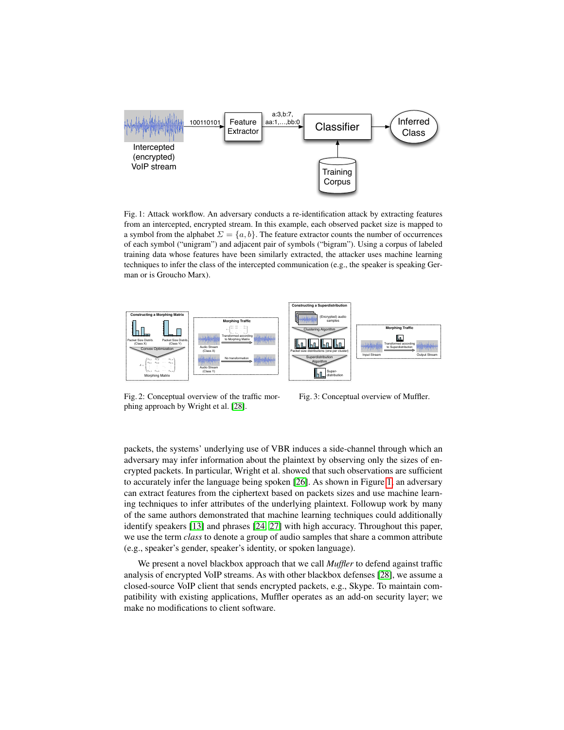Fig. 1: Attack workflow. An adversary conducts a re-identification attack by extracting features from an intercepted, encrypted stream. In this example, each observed packet size is mapped to a symbol from the alphabet $\Sigma = \{a, b\}$. The feature extractor counts the number of occurrences of each symbol ("unigram") and adjacent pair of symbols ("bigram"). Using a corpus of labeled training data whose features have been similarly extracted, the attacker uses machine learning techniques to infer the class of the intercepted communication (e.g., the speaker is speaking German or is Groucho Marx).

Fig. 2: Conceptual overview of the traffic morphing approach by Wright et al. [28].

Fig. 3: Conceptual overview of Muffler.

packets, the systems' underlying use of VBR induces a side-channel through which an adversary may infer information about the plaintext by observing only the sizes of encrypted packets. In particular, Wright et al. showed that such observations are sufficient to accurately infer the language being spoken [26]. As shown in Figure 1, an adversary can extract features from the ciphertext based on packets sizes and use machine learning techniques to infer attributes of the underlying plaintext. Followup work by many of the same authors demonstrated that machine learning techniques could additionally identify speakers [13] and phrases [24, 27] with high accuracy. Throughout this paper, we use the term *class* to denote a group of audio samples that share a common attribute (e.g., speaker's gender, speaker's identity, or spoken language).

We present a novel blackbox approach that we call *Muffler* to defend against traffic analysis of encrypted VoIP streams. As with other blackbox defenses [28], we assume a closed-source VoIP client that sends encrypted packets, e.g., Skype. To maintain compatibility with existing applications, Muffler operates as an add-on security layer; we make no modifications to client software.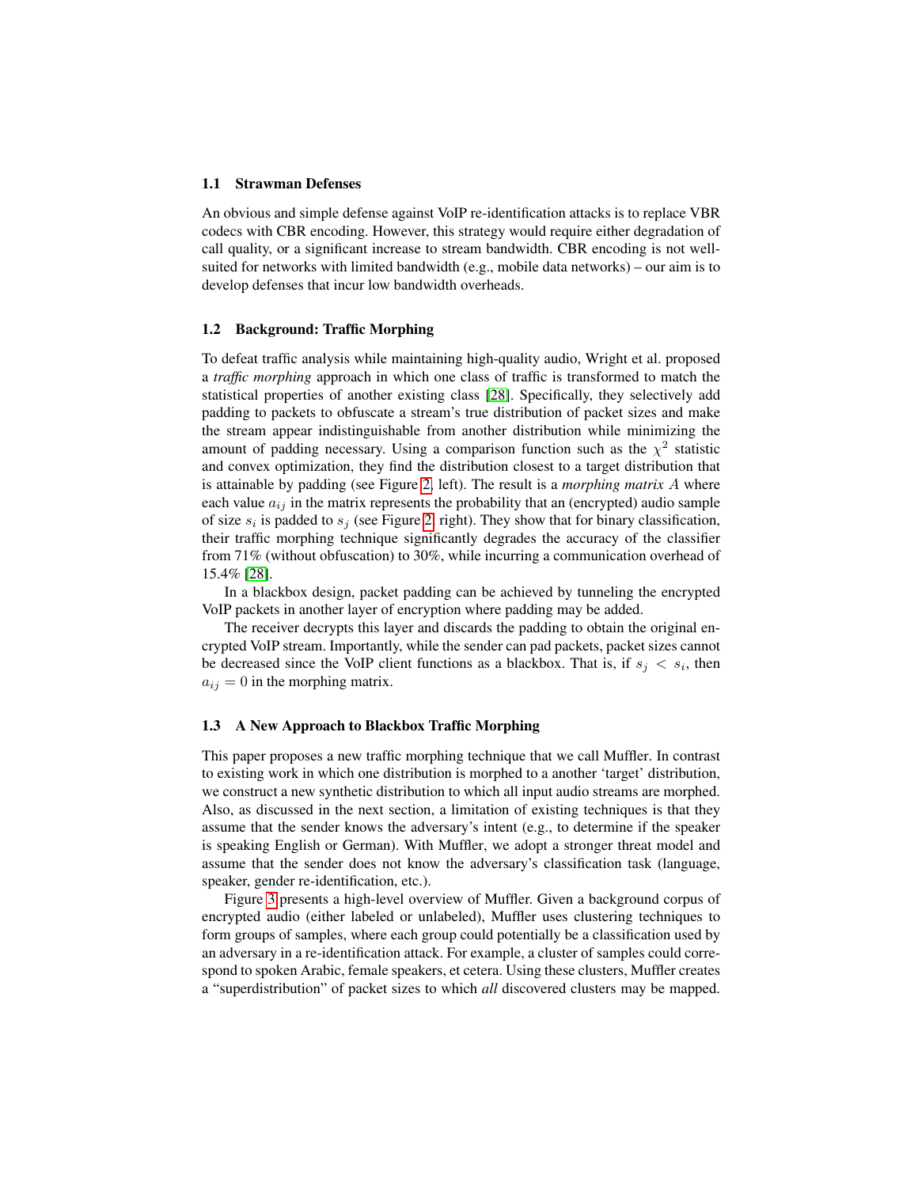### 1.1 Strawman Defenses

An obvious and simple defense against VoIP re-identification attacks is to replace VBR codecs with CBR encoding. However, this strategy would require either degradation of call quality, or a significant increase to stream bandwidth. CBR encoding is not well-suited for networks with limited bandwidth (e.g., mobile data networks) – our aim is to develop defenses that incur low bandwidth overheads.

### 1.2 Background: Traffic Morphing

To defeat traffic analysis while maintaining high-quality audio, Wright et al. proposed a *traffic morphing* approach in which one class of traffic is transformed to match the statistical properties of another existing class [28]. Specifically, they selectively add padding to packets to obfuscate a stream's true distribution of packet sizes and make the stream appear indistinguishable from another distribution while minimizing the amount of padding necessary. Using a comparison function such as the $\chi^2$ statistic and convex optimization, they find the distribution closest to a target distribution that is attainable by padding (see Figure 2, left). The result is a *morphing matrix* $A$ where each value $a_{ij}$ in the matrix represents the probability that an (encrypted) audio sample of size $s_i$ is padded to $s_j$ (see Figure 2, right). They show that for binary classification, their traffic morphing technique significantly degrades the accuracy of the classifier from 71% (without obfuscation) to 30%, while incurring a communication overhead of 15.4% [28].

In a blackbox design, packet padding can be achieved by tunneling the encrypted VoIP packets in another layer of encryption where padding may be added.

The receiver decrypts this layer and discards the padding to obtain the original encrypted VoIP stream. Importantly, while the sender can pad packets, packet sizes cannot be decreased since the VoIP client functions as a blackbox. That is, if $s_j < s_i$, then $a_{ij} = 0$ in the morphing matrix.

### 1.3 A New Approach to Blackbox Traffic Morphing

This paper proposes a new traffic morphing technique that we call Muffler. In contrast to existing work in which one distribution is morphed to a another 'target' distribution, we construct a new synthetic distribution to which all input audio streams are morphed. Also, as discussed in the next section, a limitation of existing techniques is that they assume that the sender knows the adversary's intent (e.g., to determine if the speaker is speaking English or German). With Muffler, we adopt a stronger threat model and assume that the sender does not know the adversary's classification task (language, speaker, gender re-identification, etc.).

Figure 3 presents a high-level overview of Muffler. Given a background corpus of encrypted audio (either labeled or unlabeled), Muffler uses clustering techniques to form groups of samples, where each group could potentially be a classification used by an adversary in a re-identification attack. For example, a cluster of samples could correspond to spoken Arabic, female speakers, et cetera. Using these clusters, Muffler creates a "superdistribution" of packet sizes to which *all* discovered clusters may be mapped.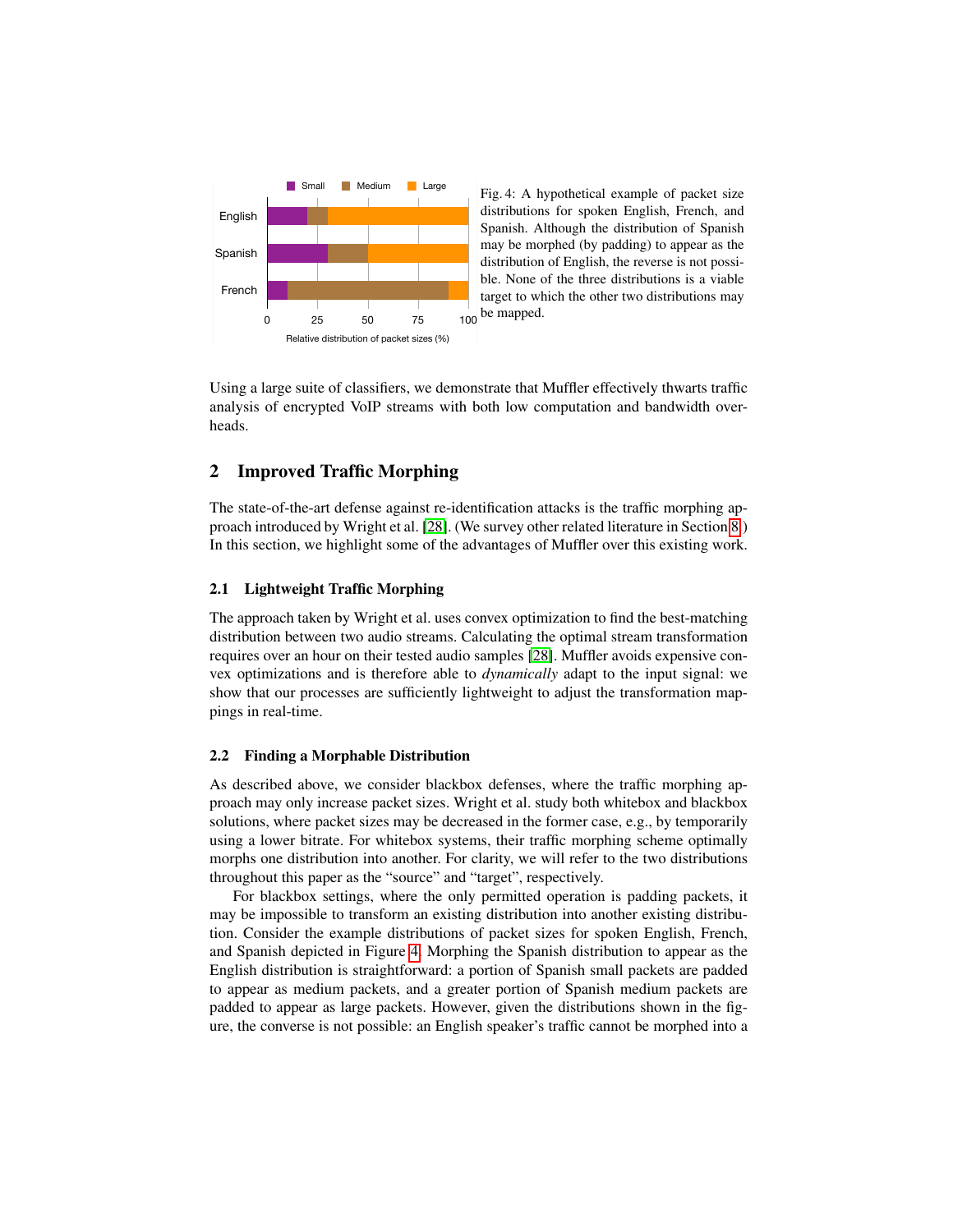Fig. 4: A hypothetical example of packet size distributions for spoken English, French, and Spanish. Although the distribution of Spanish may be morphed (by padding) to appear as the distribution of English, the reverse is not possible. None of the three distributions is a viable target to which the other two distributions may be mapped.

Using a large suite of classifiers, we demonstrate that Muffler effectively thwarts traffic analysis of encrypted VoIP streams with both low computation and bandwidth overheads.

## 2 Improved Traffic Morphing

The state-of-the-art defense against re-identification attacks is the traffic morphing approach introduced by Wright et al. [28]. (We survey other related literature in Section 8.) In this section, we highlight some of the advantages of Muffler over this existing work.

### 2.1 Lightweight Traffic Morphing

The approach taken by Wright et al. uses convex optimization to find the best-matching distribution between two audio streams. Calculating the optimal stream transformation requires over an hour on their tested audio samples [28]. Muffler avoids expensive convex optimizations and is therefore able to *dynamically* adapt to the input signal: we show that our processes are sufficiently lightweight to adjust the transformation mappings in real-time.

### 2.2 Finding a Morphable Distribution

As described above, we consider blackbox defenses, where the traffic morphing approach may only increase packet sizes. Wright et al. study both whitebox and blackbox solutions, where packet sizes may be decreased in the former case, e.g., by temporarily using a lower bitrate. For whitebox systems, their traffic morphing scheme optimally morphs one distribution into another. For clarity, we will refer to the two distributions throughout this paper as the "source" and "target", respectively.

For blackbox settings, where the only permitted operation is padding packets, it may be impossible to transform an existing distribution into another existing distribution. Consider the example distributions of packet sizes for spoken English, French, and Spanish depicted in Figure 4. Morphing the Spanish distribution to appear as the English distribution is straightforward: a portion of Spanish small packets are padded to appear as medium packets, and a greater portion of Spanish medium packets are padded to appear as large packets. However, given the distributions shown in the figure, the converse is not possible: an English speaker's traffic cannot be morphed into a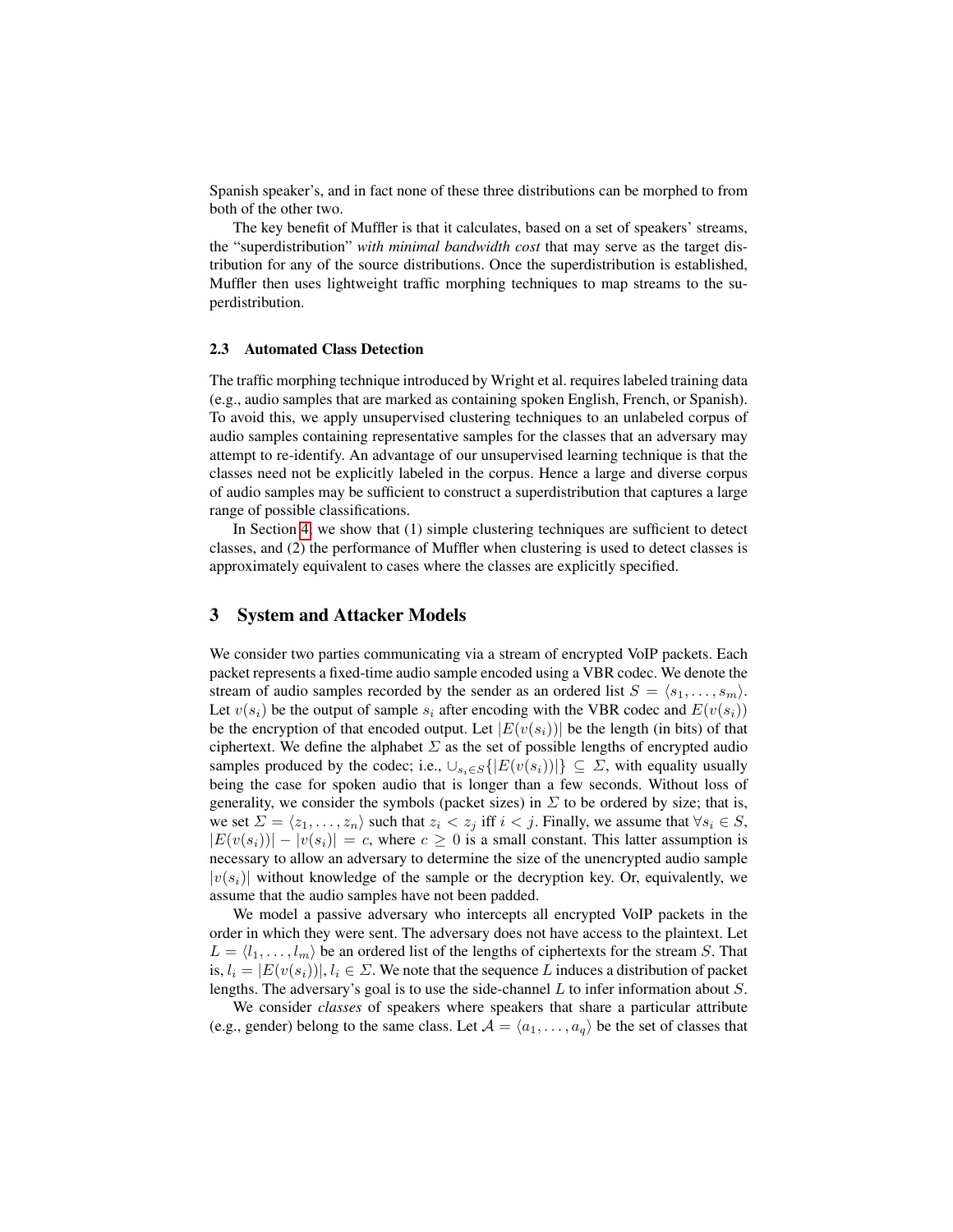Spanish speaker's, and in fact none of these three distributions can be morphed to from both of the other two.

The key benefit of Muffler is that it calculates, based on a set of speakers' streams, the "superdistribution" *with minimal bandwidth cost* that may serve as the target distribution for any of the source distributions. Once the superdistribution is established, Muffler then uses lightweight traffic morphing techniques to map streams to the superdistribution.

### 2.3 Automated Class Detection

The traffic morphing technique introduced by Wright et al. requires labeled training data (e.g., audio samples that are marked as containing spoken English, French, or Spanish). To avoid this, we apply unsupervised clustering techniques to an unlabeled corpus of audio samples containing representative samples for the classes that an adversary may attempt to re-identify. An advantage of our unsupervised learning technique is that the classes need not be explicitly labeled in the corpus. Hence a large and diverse corpus of audio samples may be sufficient to construct a superdistribution that captures a large range of possible classifications.

In Section 4, we show that (1) simple clustering techniques are sufficient to detect classes, and (2) the performance of Muffler when clustering is used to detect classes is approximately equivalent to cases where the classes are explicitly specified.

## 3 System and Attacker Models

We consider two parties communicating via a stream of encrypted VoIP packets. Each packet represents a fixed-time audio sample encoded using a VBR codec. We denote the stream of audio samples recorded by the sender as an ordered list $S = \langle s_1, \ldots, s_m \rangle$. Let $v(s_i)$ be the output of sample $s_i$ after encoding with the VBR codec and $E(v(s_i))$ be the encryption of that encoded output. Let $|E(v(s_i))|$ be the length (in bits) of that ciphertext. We define the alphabet $\Sigma$ as the set of possible lengths of encrypted audio samples produced by the codec; i.e., $\cup_{s_i \in S}\{|E(v(s_i))|\} \subseteq \Sigma$, with equality usually being the case for spoken audio that is longer than a few seconds. Without loss of generality, we consider the symbols (packet sizes) in $\Sigma$ to be ordered by size; that is, we set $\Sigma = \langle z_1, \ldots, z_n \rangle$ such that $z_i < z_j$ iff $i < j$. Finally, we assume that $\forall s_i \in S$, $|E(v(s_i))| - |v(s_i)| = c$, where $c \geq 0$ is a small constant. This latter assumption is necessary to allow an adversary to determine the size of the unencrypted audio sample $|v(s_i)|$ without knowledge of the sample or the decryption key. Or, equivalently, we assume that the audio samples have not been padded.

We model a passive adversary who intercepts all encrypted VoIP packets in the order in which they were sent. The adversary does not have access to the plaintext. Let $L = \langle l_1, \ldots, l_m \rangle$ be an ordered list of the lengths of ciphertexts for the stream $S$. That is, $l_i = |E(v(s_i))|$, $l_i \in \Sigma$. We note that the sequence $L$ induces a distribution of packet lengths. The adversary's goal is to use the side-channel $L$ to infer information about $S$.

We consider *classes* of speakers where speakers that share a particular attribute (e.g., gender) belong to the same class. Let $\mathcal{A} = \langle a_1, \ldots, a_q \rangle$ be the set of classes that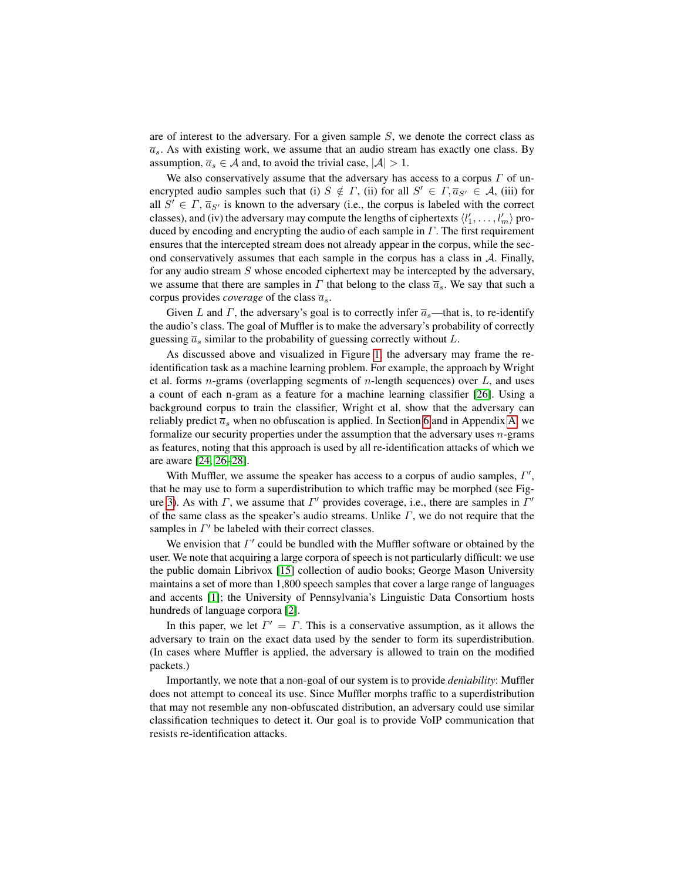are of interest to the adversary. For a given sample $S$, we denote the correct class as $\overline{a}_s$. As with existing work, we assume that an audio stream has exactly one class. By assumption, $\overline{a}_s \in \mathcal{A}$ and, to avoid the trivial case, $|\mathcal{A}| > 1$.

We also conservatively assume that the adversary has access to a corpus $\Gamma$ of unencrypted audio samples such that (i) $S \notin \Gamma$, (ii) for all $S' \in \Gamma, \overline{a}_{S'} \in \mathcal{A}$, (iii) for all $S' \in \Gamma$, $\overline{a}_{S'}$ is known to the adversary (i.e., the corpus is labeled with the correct classes), and (iv) the adversary may compute the lengths of ciphertexts $\langle l'_1, \ldots, l'_m \rangle$ produced by encoding and encrypting the audio of each sample in $\Gamma$. The first requirement ensures that the intercepted stream does not already appear in the corpus, while the second conservatively assumes that each sample in the corpus has a class in $\mathcal{A}$. Finally, for any audio stream $S$ whose encoded ciphertext may be intercepted by the adversary, we assume that there are samples in $\Gamma$ that belong to the class $\overline{a}_s$. We say that such a corpus provides *coverage* of the class $\overline{a}_s$.

Given $L$ and $\Gamma$, the adversary's goal is to correctly infer $\overline{a}_s$—that is, to re-identify the audio's class. The goal of Muffler is to make the adversary's probability of correctly guessing $\overline{a}_s$ similar to the probability of guessing correctly without $L$.

As discussed above and visualized in Figure 1, the adversary may frame the re-identification task as a machine learning problem. For example, the approach by Wright et al. forms $n$-grams (overlapping segments of $n$-length sequences) over $L$, and uses a count of each n-gram as a feature for a machine learning classifier [26]. Using a background corpus to train the classifier, Wright et al. show that the adversary can reliably predict $\overline{a}_s$ when no obfuscation is applied. In Section 6 and in Appendix A, we formalize our security properties under the assumption that the adversary uses $n$-grams as features, noting that this approach is used by all re-identification attacks of which we are aware [24, 26–28].

With Muffler, we assume the speaker has access to a corpus of audio samples, $\Gamma'$, that he may use to form a superdistribution to which traffic may be morphed (see Figure 3). As with $\Gamma$, we assume that $\Gamma'$ provides coverage, i.e., there are samples in $\Gamma'$ of the same class as the speaker's audio streams. Unlike $\Gamma$, we do not require that the samples in $\Gamma'$ be labeled with their correct classes.

We envision that $\Gamma'$ could be bundled with the Muffler software or obtained by the user. We note that acquiring a large corpora of speech is not particularly difficult: we use the public domain Librivox [15] collection of audio books; George Mason University maintains a set of more than 1,800 speech samples that cover a large range of languages and accents [1]; the University of Pennsylvania's Linguistic Data Consortium hosts hundreds of language corpora [2].

In this paper, we let $\Gamma' = \Gamma$. This is a conservative assumption, as it allows the adversary to train on the exact data used by the sender to form its superdistribution. (In cases where Muffler is applied, the adversary is allowed to train on the modified packets.)

Importantly, we note that a non-goal of our system is to provide *deniability*: Muffler does not attempt to conceal its use. Since Muffler morphs traffic to a superdistribution that may not resemble any non-obfuscated distribution, an adversary could use similar classification techniques to detect it. Our goal is to provide VoIP communication that resists re-identification attacks.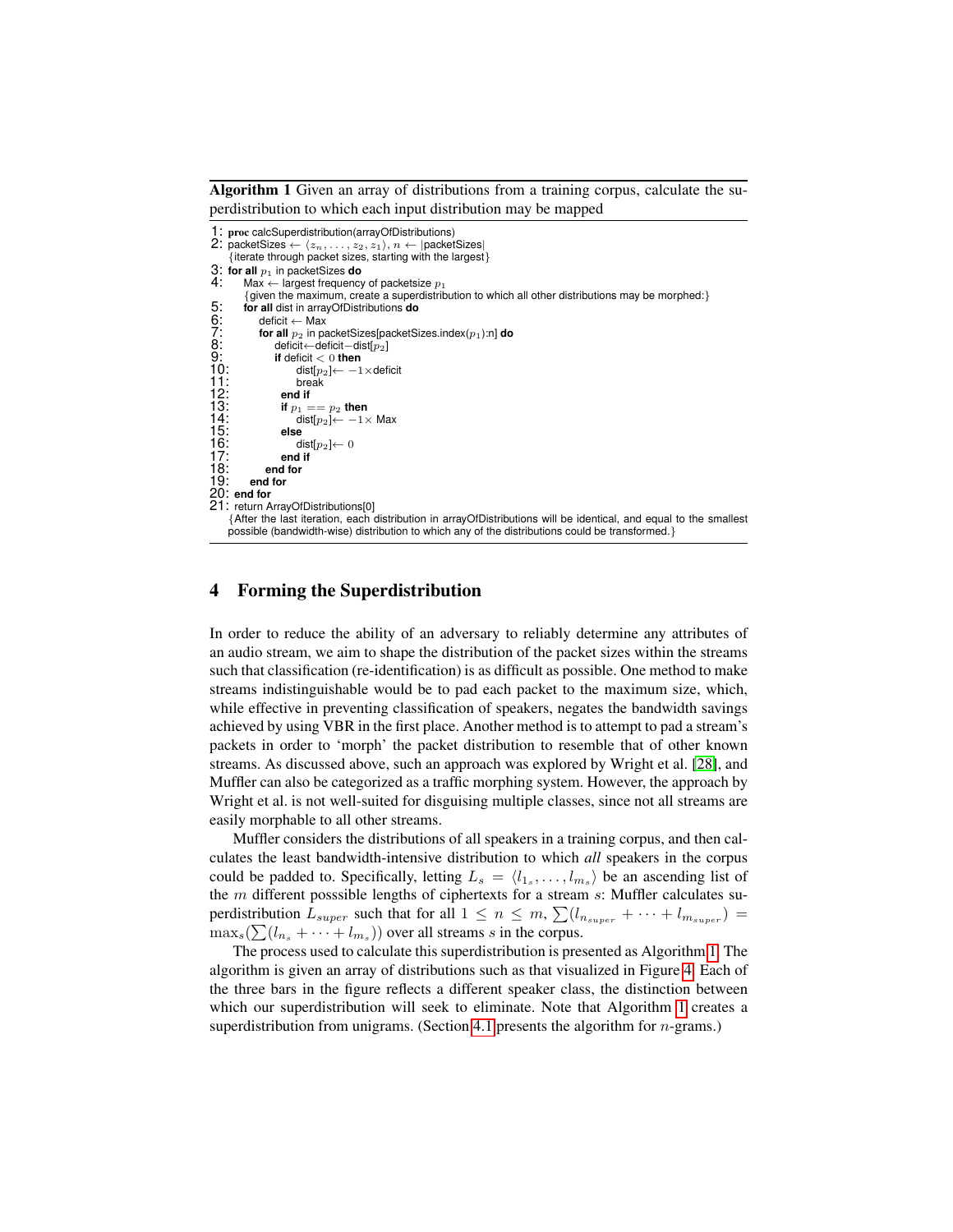**Algorithm 1** Given an array of distributions from a training corpus, calculate the superdistribution to which each input distribution may be mapped

```
1: proc calcSuperdistribution(arrayOfDistributions)
2: packetSizes ← ⟨z_n, ..., z_2, z_1⟩, n ← |packetSizes|
   {iterate through packet sizes, starting with the largest}
3: for all p_1 in packetSizes do
4:     Max ← largest frequency of packetsize p_1
       {given the maximum, create a superdistribution to which all other distributions may be morphed:}
5:     for all dist in arrayOfDistributions do
6:         deficit ← Max
7:         for all p_2 in packetSizes[packetSizes.index(p_1):n] do
8:             deficit←deficit−dist[p_2]
9:             if deficit < 0 then
10:                dist[p_2]← −1×deficit
11:                break
12:            end if
13:            if p_1 == p_2 then
14:                dist[p_2]← −1× Max
15:            else
16:                dist[p_2]← 0
17:            end if
18:        end for
19:    end for
20: end for
21: return ArrayOfDistributions[0]
    {After the last iteration, each distribution in arrayOfDistributions will be identical, and equal to the smallest possible (bandwidth-wise) distribution to which any of the distributions could be transformed.}
```

## 4 Forming the Superdistribution

In order to reduce the ability of an adversary to reliably determine any attributes of an audio stream, we aim to shape the distribution of the packet sizes within the streams such that classification (re-identification) is as difficult as possible. One method to make streams indistinguishable would be to pad each packet to the maximum size, which, while effective in preventing classification of speakers, negates the bandwidth savings achieved by using VBR in the first place. Another method is to attempt to pad a stream's packets in order to 'morph' the packet distribution to resemble that of other known streams. As discussed above, such an approach was explored by Wright et al. [28], and Muffler can also be categorized as a traffic morphing system. However, the approach by Wright et al. is not well-suited for disguising multiple classes, since not all streams are easily morphable to all other streams.

Muffler considers the distributions of all speakers in a training corpus, and then calculates the least bandwidth-intensive distribution to which *all* speakers in the corpus could be padded to. Specifically, letting $L_s = \langle l_{1_s}, \ldots, l_{m_s} \rangle$ be an ascending list of the $m$ different posssible lengths of ciphertexts for a stream $s$: Muffler calculates superdistribution $L_{super}$ such that for all $1 \leq n \leq m$, $\sum(l_{n_{super}} + \cdots + l_{m_{super}}) = \max_s(\sum(l_{n_s} + \cdots + l_{m_s}))$ over all streams $s$ in the corpus.

The process used to calculate this superdistribution is presented as Algorithm 1. The algorithm is given an array of distributions such as that visualized in Figure 4. Each of the three bars in the figure reflects a different speaker class, the distinction between which our superdistribution will seek to eliminate. Note that Algorithm 1 creates a superdistribution from unigrams. (Section 4.1 presents the algorithm for $n$-grams.)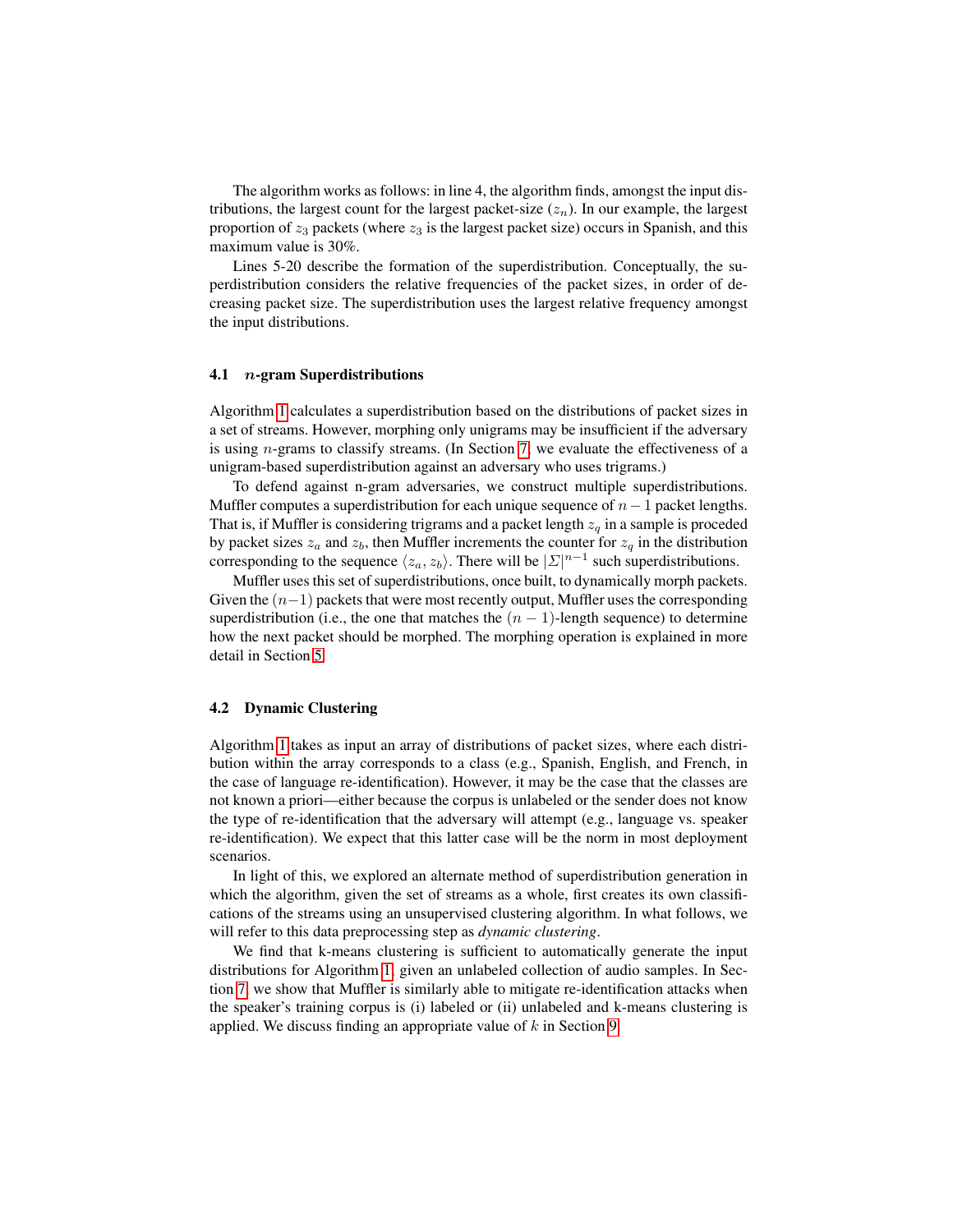The algorithm works as follows: in line 4, the algorithm finds, amongst the input distributions, the largest count for the largest packet-size ($z_n$). In our example, the largest proportion of $z_3$ packets (where $z_3$ is the largest packet size) occurs in Spanish, and this maximum value is 30%.

Lines 5-20 describe the formation of the superdistribution. Conceptually, the superdistribution considers the relative frequencies of the packet sizes, in order of decreasing packet size. The superdistribution uses the largest relative frequency amongst the input distributions.

### 4.1 $n$-gram Superdistributions

Algorithm 1 calculates a superdistribution based on the distributions of packet sizes in a set of streams. However, morphing only unigrams may be insufficient if the adversary is using $n$-grams to classify streams. (In Section 7, we evaluate the effectiveness of a unigram-based superdistribution against an adversary who uses trigrams.)

To defend against n-gram adversaries, we construct multiple superdistributions. Muffler computes a superdistribution for each unique sequence of $n-1$ packet lengths. That is, if Muffler is considering trigrams and a packet length $z_q$ in a sample is proceded by packet sizes $z_a$ and $z_b$, then Muffler increments the counter for $z_q$ in the distribution corresponding to the sequence $\langle z_a, z_b \rangle$. There will be $|\Sigma|^{n-1}$ such superdistributions.

Muffler uses this set of superdistributions, once built, to dynamically morph packets. Given the $(n-1)$ packets that were most recently output, Muffler uses the corresponding superdistribution (i.e., the one that matches the $(n-1)$-length sequence) to determine how the next packet should be morphed. The morphing operation is explained in more detail in Section 5.

### 4.2 Dynamic Clustering

Algorithm 1 takes as input an array of distributions of packet sizes, where each distribution within the array corresponds to a class (e.g., Spanish, English, and French, in the case of language re-identification). However, it may be the case that the classes are not known a priori—either because the corpus is unlabeled or the sender does not know the type of re-identification that the adversary will attempt (e.g., language vs. speaker re-identification). We expect that this latter case will be the norm in most deployment scenarios.

In light of this, we explored an alternate method of superdistribution generation in which the algorithm, given the set of streams as a whole, first creates its own classifications of the streams using an unsupervised clustering algorithm. In what follows, we will refer to this data preprocessing step as *dynamic clustering*.

We find that k-means clustering is sufficient to automatically generate the input distributions for Algorithm 1, given an unlabeled collection of audio samples. In Section 7, we show that Muffler is similarly able to mitigate re-identification attacks when the speaker's training corpus is (i) labeled or (ii) unlabeled and k-means clustering is applied. We discuss finding an appropriate value of $k$ in Section 9.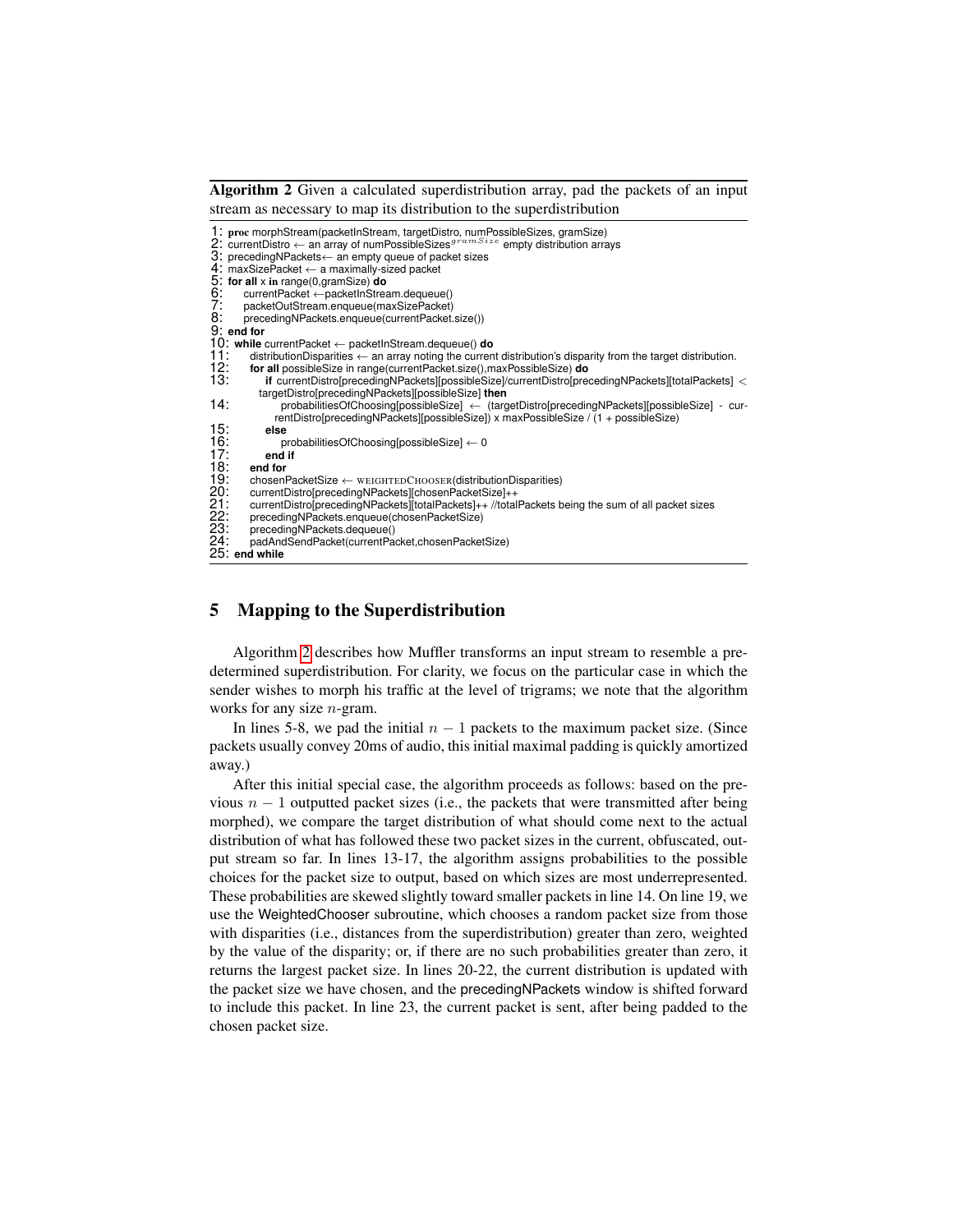**Algorithm 2** Given a calculated superdistribution array, pad the packets of an input stream as necessary to map its distribution to the superdistribution

```
1: proc morphStream(packetInStream, targetDistro, numPossibleSizes, gramSize)
2: currentDistro ← an array of numPossibleSizes^gramSize empty distribution arrays
3: precedingNPackets← an empty queue of packet sizes
4: maxSizePacket ← a maximally-sized packet
5: for all x in range(0,gramSize) do
6:     currentPacket ←packetInStream.dequeue()
7:     packetOutStream.enqueue(maxSizePacket)
8:     precedingNPackets.enqueue(currentPacket.size())
9: end for
10: while currentPacket ← packetInStream.dequeue() do
11:     distributionDisparities ← an array noting the current distribution's disparity from the target distribution.
12:     for all possibleSize in range(currentPacket.size(),maxPossibleSize) do
13:         if currentDistro[precedingNPackets][possibleSize]/currentDistro[precedingNPackets][totalPackets] <
            targetDistro[precedingNPackets][possibleSize] then
14:             probabilitiesOfChoosing[possibleSize] ← (targetDistro[precedingNPackets][possibleSize] - cur-
                rentDistro[precedingNPackets][possibleSize]) x maxPossibleSize / (1 + possibleSize)
15:         else
16:             probabilitiesOfChoosing[possibleSize] ← 0
17:         end if
18:     end for
19:     chosenPacketSize ← WEIGHTEDCHOOSER(distributionDisparities)
20:     currentDistro[precedingNPackets][chosenPacketSize]++
21:     currentDistro[precedingNPackets][totalPackets]++ //totalPackets being the sum of all packet sizes
22:     precedingNPackets.enqueue(chosenPacketSize)
23:     precedingNPackets.dequeue()
24:     padAndSendPacket(currentPacket,chosenPacketSize)
25: end while
```

## 5 Mapping to the Superdistribution

Algorithm 2 describes how Muffler transforms an input stream to resemble a predetermined superdistribution. For clarity, we focus on the particular case in which the sender wishes to morph his traffic at the level of trigrams; we note that the algorithm works for any size $n$-gram.

In lines 5-8, we pad the initial $n-1$ packets to the maximum packet size. (Since packets usually convey 20ms of audio, this initial maximal padding is quickly amortized away.)

After this initial special case, the algorithm proceeds as follows: based on the previous $n-1$ outputted packet sizes (i.e., the packets that were transmitted after being morphed), we compare the target distribution of what should come next to the actual distribution of what has followed these two packet sizes in the current, obfuscated, output stream so far. In lines 13-17, the algorithm assigns probabilities to the possible choices for the packet size to output, based on which sizes are most underrepresented. These probabilities are skewed slightly toward smaller packets in line 14. On line 19, we use the WeightedChooser subroutine, which chooses a random packet size from those with disparities (i.e., distances from the superdistribution) greater than zero, weighted by the value of the disparity; or, if there are no such probabilities greater than zero, it returns the largest packet size. In lines 20-22, the current distribution is updated with the packet size we have chosen, and the precedingNPackets window is shifted forward to include this packet. In line 23, the current packet is sent, after being padded to the chosen packet size.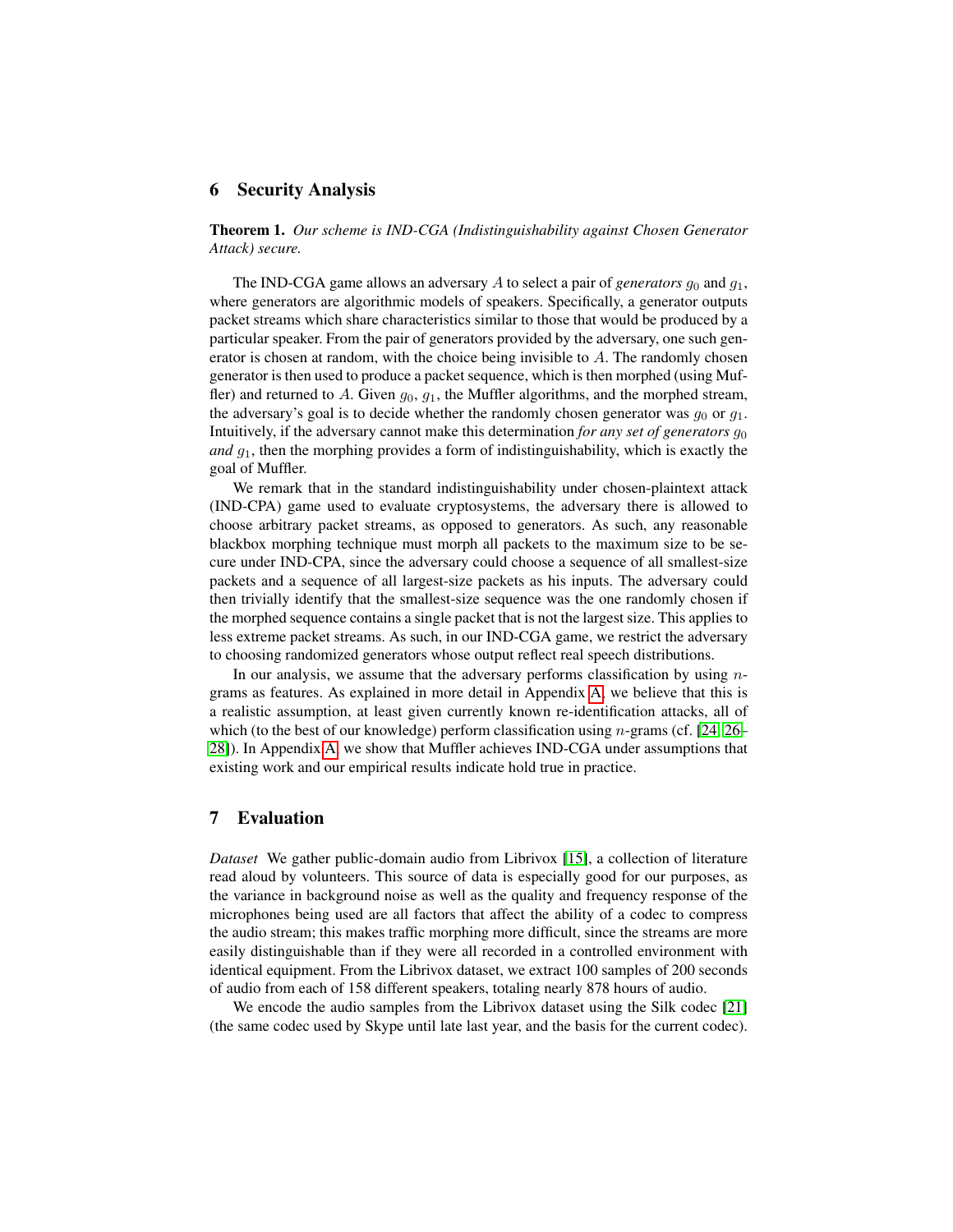## 6 Security Analysis

**Theorem 1.** *Our scheme is IND-CGA (Indistinguishability against Chosen Generator Attack) secure.*

The IND-CGA game allows an adversary $A$ to select a pair of *generators* $g_0$ and $g_1$, where generators are algorithmic models of speakers. Specifically, a generator outputs packet streams which share characteristics similar to those that would be produced by a particular speaker. From the pair of generators provided by the adversary, one such generator is chosen at random, with the choice being invisible to $A$. The randomly chosen generator is then used to produce a packet sequence, which is then morphed (using Muffler) and returned to $A$. Given $g_0$, $g_1$, the Muffler algorithms, and the morphed stream, the adversary's goal is to decide whether the randomly chosen generator was $g_0$ or $g_1$. Intuitively, if the adversary cannot make this determination *for any set of generators $g_0$ and $g_1$*, then the morphing provides a form of indistinguishability, which is exactly the goal of Muffler.

We remark that in the standard indistinguishability under chosen-plaintext attack (IND-CPA) game used to evaluate cryptosystems, the adversary there is allowed to choose arbitrary packet streams, as opposed to generators. As such, any reasonable blackbox morphing technique must morph all packets to the maximum size to be secure under IND-CPA, since the adversary could choose a sequence of all smallest-size packets and a sequence of all largest-size packets as his inputs. The adversary could then trivially identify that the smallest-size sequence was the one randomly chosen if the morphed sequence contains a single packet that is not the largest size. This applies to less extreme packet streams. As such, in our IND-CGA game, we restrict the adversary to choosing randomized generators whose output reflect real speech distributions.

In our analysis, we assume that the adversary performs classification by using $n$-grams as features. As explained in more detail in Appendix A, we believe that this is a realistic assumption, at least given currently known re-identification attacks, all of which (to the best of our knowledge) perform classification using $n$-grams (cf. [24, 26–28]). In Appendix A, we show that Muffler achieves IND-CGA under assumptions that existing work and our empirical results indicate hold true in practice.

## 7 Evaluation

*Dataset* We gather public-domain audio from Librivox [15], a collection of literature read aloud by volunteers. This source of data is especially good for our purposes, as the variance in background noise as well as the quality and frequency response of the microphones being used are all factors that affect the ability of a codec to compress the audio stream; this makes traffic morphing more difficult, since the streams are more easily distinguishable than if they were all recorded in a controlled environment with identical equipment. From the Librivox dataset, we extract 100 samples of 200 seconds of audio from each of 158 different speakers, totaling nearly 878 hours of audio.

We encode the audio samples from the Librivox dataset using the Silk codec [21] (the same codec used by Skype until late last year, and the basis for the current codec).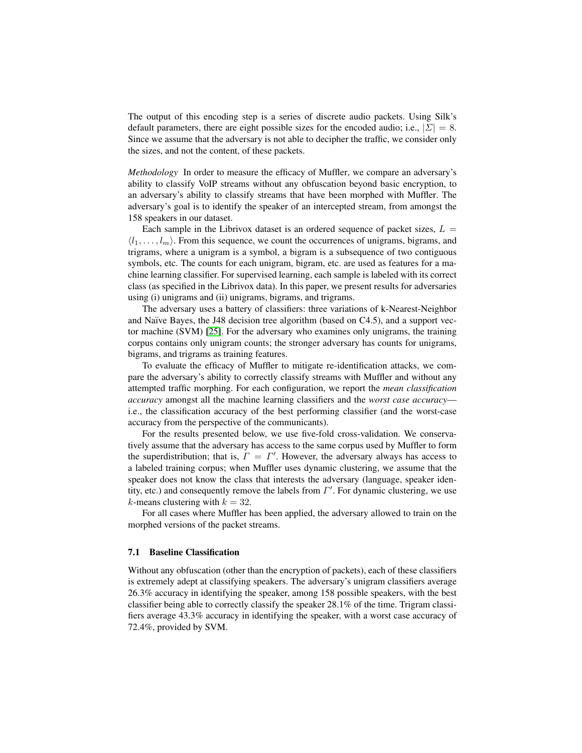The output of this encoding step is a series of discrete audio packets. Using Silk's default parameters, there are eight possible sizes for the encoded audio; i.e., $|\Sigma| = 8$. Since we assume that the adversary is not able to decipher the traffic, we consider only the sizes, and not the content, of these packets.

*Methodology* In order to measure the efficacy of Muffler, we compare an adversary's ability to classify VoIP streams without any obfuscation beyond basic encryption, to an adversary's ability to classify streams that have been morphed with Muffler. The adversary's goal is to identify the speaker of an intercepted stream, from amongst the 158 speakers in our dataset.

Each sample in the Librivox dataset is an ordered sequence of packet sizes, $L = \langle l_1, \ldots, l_m \rangle$. From this sequence, we count the occurrences of unigrams, bigrams, and trigrams, where a unigram is a symbol, a bigram is a subsequence of two contiguous symbols, etc. The counts for each unigram, bigram, etc. are used as features for a machine learning classifier. For supervised learning, each sample is labeled with its correct class (as specified in the Librivox data). In this paper, we present results for adversaries using (i) unigrams and (ii) unigrams, bigrams, and trigrams.

The adversary uses a battery of classifiers: three variations of k-Nearest-Neighbor and Naïve Bayes, the J48 decision tree algorithm (based on C4.5), and a support vector machine (SVM) [25]. For the adversary who examines only unigrams, the training corpus contains only unigram counts; the stronger adversary has counts for unigrams, bigrams, and trigrams as training features.

To evaluate the efficacy of Muffler to mitigate re-identification attacks, we compare the adversary's ability to correctly classify streams with Muffler and without any attempted traffic morphing. For each configuration, we report the *mean classification accuracy* amongst all the machine learning classifiers and the *worst case accuracy*—i.e., the classification accuracy of the best performing classifier (and the worst-case accuracy from the perspective of the communicants).

For the results presented below, we use five-fold cross-validation. We conservatively assume that the adversary has access to the same corpus used by Muffler to form the superdistribution; that is, $\Gamma = \Gamma'$. However, the adversary always has access to a labeled training corpus; when Muffler uses dynamic clustering, we assume that the speaker does not know the class that interests the adversary (language, speaker identity, etc.) and consequently remove the labels from $\Gamma'$. For dynamic clustering, we use $k$-means clustering with $k = 32$.

For all cases where Muffler has been applied, the adversary allowed to train on the morphed versions of the packet streams.

### 7.1 Baseline Classification

Without any obfuscation (other than the encryption of packets), each of these classifiers is extremely adept at classifying speakers. The adversary's unigram classifiers average 26.3% accuracy in identifying the speaker, among 158 possible speakers, with the best classifier being able to correctly classify the speaker 28.1% of the time. Trigram classifiers average 43.3% accuracy in identifying the speaker, with a worst case accuracy of 72.4%, provided by SVM.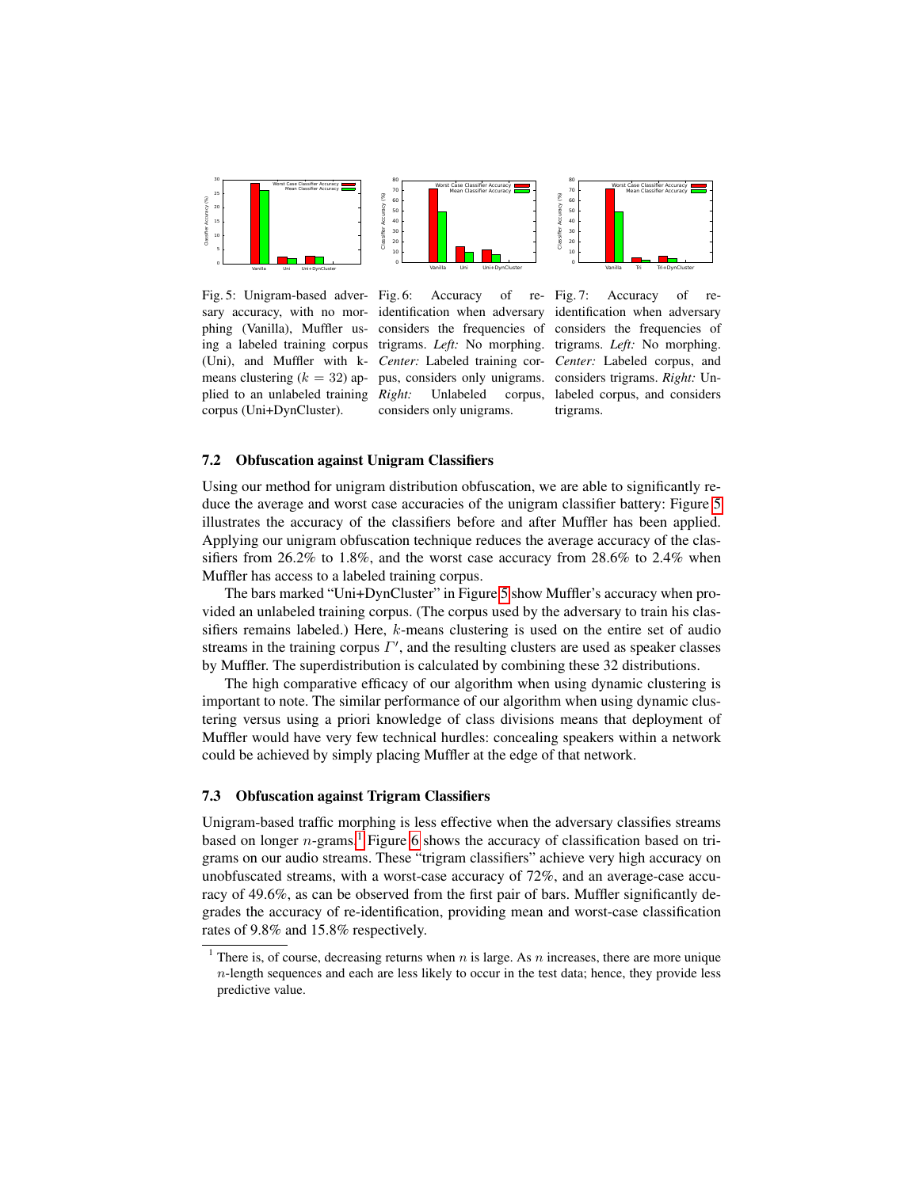Fig. 5: Unigram-based adversary accuracy, with no morphing (Vanilla), Muffler using a labeled training corpus (Uni), and Muffler with k-means clustering ($k = 32$) applied to an unlabeled training corpus (Uni+DynCluster).

Fig. 6: Accuracy of re-identification when adversary considers the frequencies of trigrams. *Left:* No morphing. *Center:* Labeled training corpus, considers only unigrams. *Right:* Unlabeled corpus, considers only unigrams.

Fig. 7: Accuracy of re-identification when adversary considers the frequencies of trigrams. *Left:* No morphing. *Center:* Labeled corpus, and considers trigrams. *Right:* Unlabeled corpus, and considers trigrams.

### 7.2 Obfuscation against Unigram Classifiers

Using our method for unigram distribution obfuscation, we are able to significantly reduce the average and worst case accuracies of the unigram classifier battery: Figure 5 illustrates the accuracy of the classifiers before and after Muffler has been applied. Applying our unigram obfuscation technique reduces the average accuracy of the classifiers from 26.2% to 1.8%, and the worst case accuracy from 28.6% to 2.4% when Muffler has access to a labeled training corpus.

The bars marked "Uni+DynCluster" in Figure 5 show Muffler's accuracy when provided an unlabeled training corpus. (The corpus used by the adversary to train his classifiers remains labeled.) Here, $k$-means clustering is used on the entire set of audio streams in the training corpus $\Gamma'$, and the resulting clusters are used as speaker classes by Muffler. The superdistribution is calculated by combining these 32 distributions.

The high comparative efficacy of our algorithm when using dynamic clustering is important to note. The similar performance of our algorithm when using dynamic clustering versus using a priori knowledge of class divisions means that deployment of Muffler would have very few technical hurdles: concealing speakers within a network could be achieved by simply placing Muffler at the edge of that network.

### 7.3 Obfuscation against Trigram Classifiers

Unigram-based traffic morphing is less effective when the adversary classifies streams based on longer $n$-grams.[1] Figure 6 shows the accuracy of classification based on trigrams on our audio streams. These "trigram classifiers" achieve very high accuracy on unobfuscated streams, with a worst-case accuracy of 72%, and an average-case accuracy of 49.6%, as can be observed from the first pair of bars. Muffler significantly degrades the accuracy of re-identification, providing mean and worst-case classification rates of 9.8% and 15.8% respectively.

[1] There is, of course, decreasing returns when $n$ is large. As $n$ increases, there are more unique $n$-length sequences and each are less likely to occur in the test data; hence, they provide less predictive value.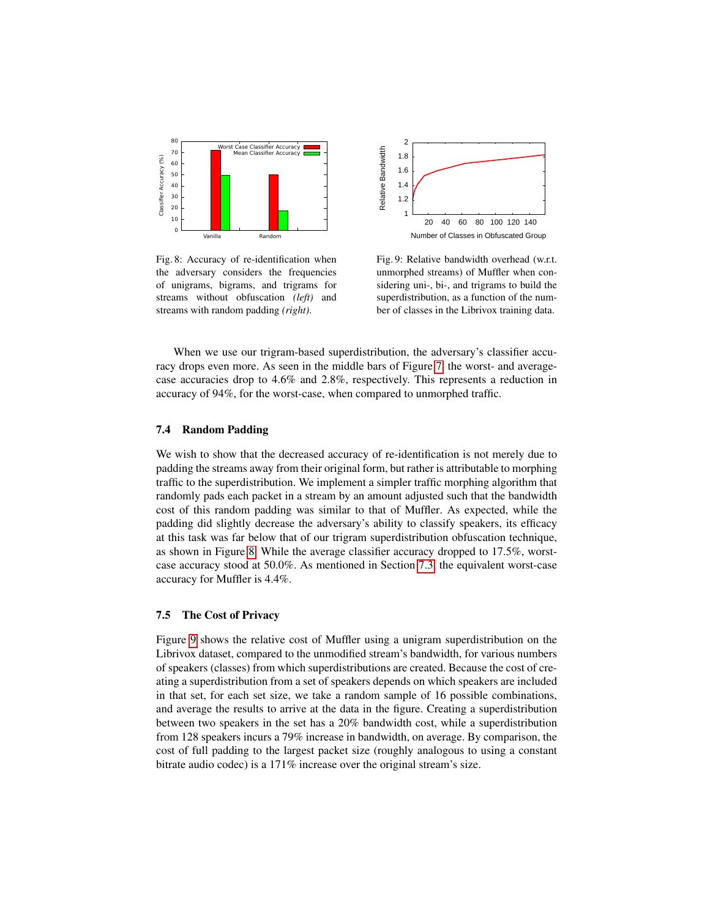Fig. 8: Accuracy of re-identification when the adversary considers the frequencies of unigrams, bigrams, and trigrams for streams without obfuscation *(left)* and streams with random padding *(right)*.

Fig. 9: Relative bandwidth overhead (w.r.t. unmorphed streams) of Muffler when considering uni-, bi-, and trigrams to build the superdistribution, as a function of the number of classes in the Librivox training data.

When we use our trigram-based superdistribution, the adversary's classifier accuracy drops even more. As seen in the middle bars of Figure 7, the worst- and average-case accuracies drop to 4.6% and 2.8%, respectively. This represents a reduction in accuracy of 94%, for the worst-case, when compared to unmorphed traffic.

### 7.4 Random Padding

We wish to show that the decreased accuracy of re-identification is not merely due to padding the streams away from their original form, but rather is attributable to morphing traffic to the superdistribution. We implement a simpler traffic morphing algorithm that randomly pads each packet in a stream by an amount adjusted such that the bandwidth cost of this random padding was similar to that of Muffler. As expected, while the padding did slightly decrease the adversary's ability to classify speakers, its efficacy at this task was far below that of our trigram superdistribution obfuscation technique, as shown in Figure 8. While the average classifier accuracy dropped to 17.5%, worst-case accuracy stood at 50.0%. As mentioned in Section 7.3, the equivalent worst-case accuracy for Muffler is 4.4%.

### 7.5 The Cost of Privacy

Figure 9 shows the relative cost of Muffler using a unigram superdistribution on the Librivox dataset, compared to the unmodified stream's bandwidth, for various numbers of speakers (classes) from which superdistributions are created. Because the cost of creating a superdistribution from a set of speakers depends on which speakers are included in that set, for each set size, we take a random sample of 16 possible combinations, and average the results to arrive at the data in the figure. Creating a superdistribution between two speakers in the set has a 20% bandwidth cost, while a superdistribution from 128 speakers incurs a 79% increase in bandwidth, on average. By comparison, the cost of full padding to the largest packet size (roughly analogous to using a constant bitrate audio codec) is a 171% increase over the original stream's size.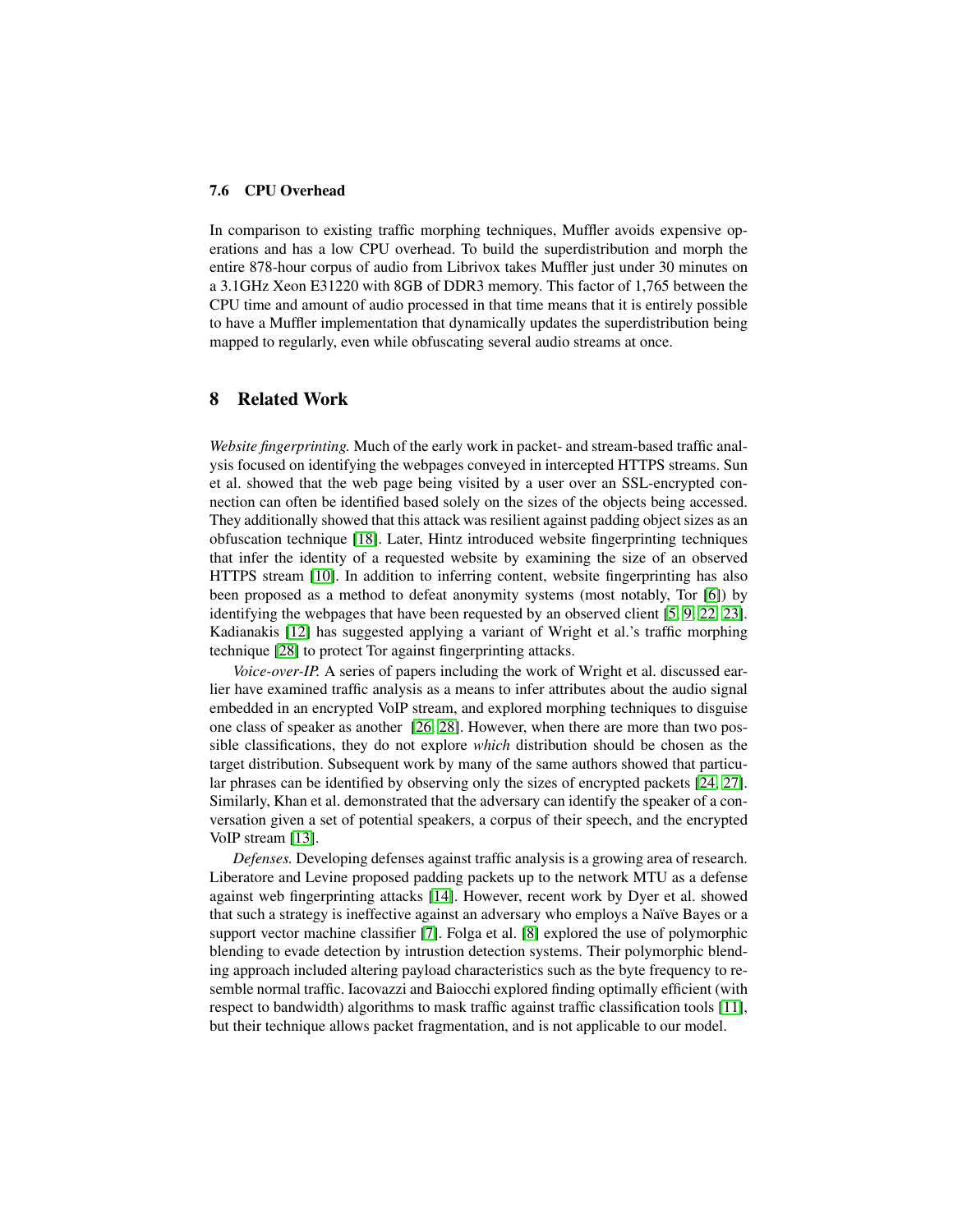### 7.6 CPU Overhead

In comparison to existing traffic morphing techniques, Muffler avoids expensive operations and has a low CPU overhead. To build the superdistribution and morph the entire 878-hour corpus of audio from Librivox takes Muffler just under 30 minutes on a 3.1GHz Xeon E31220 with 8GB of DDR3 memory. This factor of 1,765 between the CPU time and amount of audio processed in that time means that it is entirely possible to have a Muffler implementation that dynamically updates the superdistribution being mapped to regularly, even while obfuscating several audio streams at once.

## 8 Related Work

*Website fingerprinting.* Much of the early work in packet- and stream-based traffic analysis focused on identifying the webpages conveyed in intercepted HTTPS streams. Sun et al. showed that the web page being visited by a user over an SSL-encrypted connection can often be identified based solely on the sizes of the objects being accessed. They additionally showed that this attack was resilient against padding object sizes as an obfuscation technique [18]. Later, Hintz introduced website fingerprinting techniques that infer the identity of a requested website by examining the size of an observed HTTPS stream [10]. In addition to inferring content, website fingerprinting has also been proposed as a method to defeat anonymity systems (most notably, Tor [6]) by identifying the webpages that have been requested by an observed client [5, 9, 22, 23]. Kadianakis [12] has suggested applying a variant of Wright et al.'s traffic morphing technique [28] to protect Tor against fingerprinting attacks.

*Voice-over-IP.* A series of papers including the work of Wright et al. discussed earlier have examined traffic analysis as a means to infer attributes about the audio signal embedded in an encrypted VoIP stream, and explored morphing techniques to disguise one class of speaker as another [26, 28]. However, when there are more than two possible classifications, they do not explore *which* distribution should be chosen as the target distribution. Subsequent work by many of the same authors showed that particular phrases can be identified by observing only the sizes of encrypted packets [24, 27]. Similarly, Khan et al. demonstrated that the adversary can identify the speaker of a conversation given a set of potential speakers, a corpus of their speech, and the encrypted VoIP stream [13].

*Defenses.* Developing defenses against traffic analysis is a growing area of research. Liberatore and Levine proposed padding packets up to the network MTU as a defense against web fingerprinting attacks [14]. However, recent work by Dyer et al. showed that such a strategy is ineffective against an adversary who employs a Naïve Bayes or a support vector machine classifier [7]. Folga et al. [8] explored the use of polymorphic blending to evade detection by intrustion detection systems. Their polymorphic blending approach included altering payload characteristics such as the byte frequency to resemble normal traffic. Iacovazzi and Baiocchi explored finding optimally efficient (with respect to bandwidth) algorithms to mask traffic against traffic classification tools [11], but their technique allows packet fragmentation, and is not applicable to our model.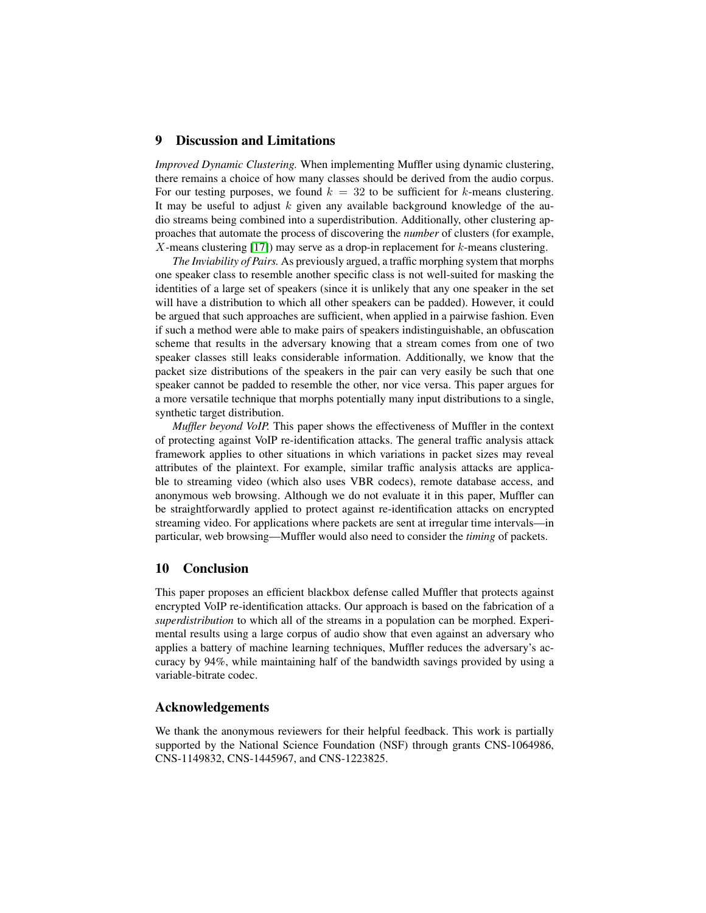## 9 Discussion and Limitations

*Improved Dynamic Clustering.* When implementing Muffler using dynamic clustering, there remains a choice of how many classes should be derived from the audio corpus. For our testing purposes, we found $k = 32$ to be sufficient for $k$-means clustering. It may be useful to adjust $k$ given any available background knowledge of the audio streams being combined into a superdistribution. Additionally, other clustering approaches that automate the process of discovering the *number* of clusters (for example, $X$-means clustering [17]) may serve as a drop-in replacement for $k$-means clustering.

*The Inviability of Pairs.* As previously argued, a traffic morphing system that morphs one speaker class to resemble another specific class is not well-suited for masking the identities of a large set of speakers (since it is unlikely that any one speaker in the set will have a distribution to which all other speakers can be padded). However, it could be argued that such approaches are sufficient, when applied in a pairwise fashion. Even if such a method were able to make pairs of speakers indistinguishable, an obfuscation scheme that results in the adversary knowing that a stream comes from one of two speaker classes still leaks considerable information. Additionally, we know that the packet size distributions of the speakers in the pair can very easily be such that one speaker cannot be padded to resemble the other, nor vice versa. This paper argues for a more versatile technique that morphs potentially many input distributions to a single, synthetic target distribution.

*Muffler beyond VoIP.* This paper shows the effectiveness of Muffler in the context of protecting against VoIP re-identification attacks. The general traffic analysis attack framework applies to other situations in which variations in packet sizes may reveal attributes of the plaintext. For example, similar traffic analysis attacks are applicable to streaming video (which also uses VBR codecs), remote database access, and anonymous web browsing. Although we do not evaluate it in this paper, Muffler can be straightforwardly applied to protect against re-identification attacks on encrypted streaming video. For applications where packets are sent at irregular time intervals—in particular, web browsing—Muffler would also need to consider the *timing* of packets.

## 10 Conclusion

This paper proposes an efficient blackbox defense called Muffler that protects against encrypted VoIP re-identification attacks. Our approach is based on the fabrication of a *superdistribution* to which all of the streams in a population can be morphed. Experimental results using a large corpus of audio show that even against an adversary who applies a battery of machine learning techniques, Muffler reduces the adversary's accuracy by 94%, while maintaining half of the bandwidth savings provided by using a variable-bitrate codec.

## Acknowledgements

We thank the anonymous reviewers for their helpful feedback. This work is partially supported by the National Science Foundation (NSF) through grants CNS-1064986, CNS-1149832, CNS-1445967, and CNS-1223825.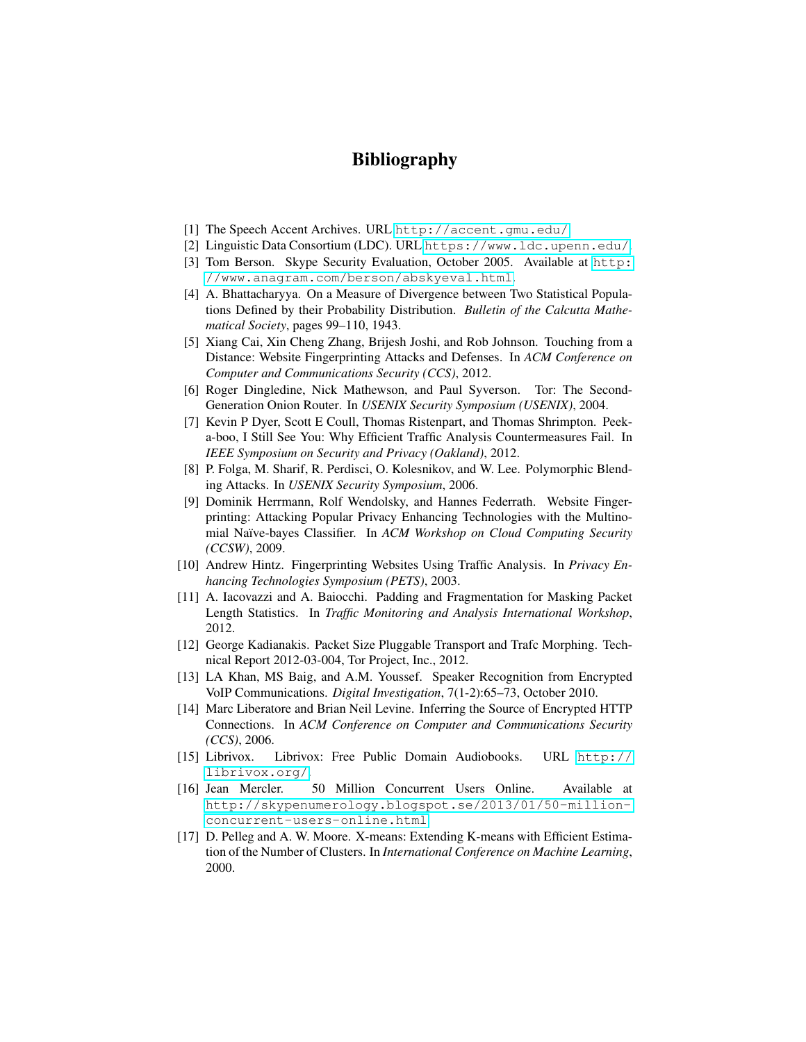# Bibliography

[1] The Speech Accent Archives. URL http://accent.gmu.edu/.

[2] Linguistic Data Consortium (LDC). URL https://www.ldc.upenn.edu/.

[3] Tom Berson. Skype Security Evaluation, October 2005. Available at http://www.anagram.com/berson/abskyeval.html.

[4] A. Bhattacharyya. On a Measure of Divergence between Two Statistical Populations Defined by their Probability Distribution. *Bulletin of the Calcutta Mathematical Society*, pages 99–110, 1943.

[5] Xiang Cai, Xin Cheng Zhang, Brijesh Joshi, and Rob Johnson. Touching from a Distance: Website Fingerprinting Attacks and Defenses. In *ACM Conference on Computer and Communications Security (CCS)*, 2012.

[6] Roger Dingledine, Nick Mathewson, and Paul Syverson. Tor: The Second-Generation Onion Router. In *USENIX Security Symposium (USENIX)*, 2004.

[7] Kevin P Dyer, Scott E Coull, Thomas Ristenpart, and Thomas Shrimpton. Peek-a-boo, I Still See You: Why Efficient Traffic Analysis Countermeasures Fail. In *IEEE Symposium on Security and Privacy (Oakland)*, 2012.

[8] P. Folga, M. Sharif, R. Perdisci, O. Kolesnikov, and W. Lee. Polymorphic Blending Attacks. In *USENIX Security Symposium*, 2006.

[9] Dominik Herrmann, Rolf Wendolsky, and Hannes Federrath. Website Fingerprinting: Attacking Popular Privacy Enhancing Technologies with the Multinomial Naïve-bayes Classifier. In *ACM Workshop on Cloud Computing Security (CCSW)*, 2009.

[10] Andrew Hintz. Fingerprinting Websites Using Traffic Analysis. In *Privacy Enhancing Technologies Symposium (PETS)*, 2003.

[11] A. Iacovazzi and A. Baiocchi. Padding and Fragmentation for Masking Packet Length Statistics. In *Traffic Monitoring and Analysis International Workshop*, 2012.

[12] George Kadianakis. Packet Size Pluggable Transport and Trafc Morphing. Technical Report 2012-03-004, Tor Project, Inc., 2012.

[13] LA Khan, MS Baig, and A.M. Youssef. Speaker Recognition from Encrypted VoIP Communications. *Digital Investigation*, 7(1-2):65–73, October 2010.

[14] Marc Liberatore and Brian Neil Levine. Inferring the Source of Encrypted HTTP Connections. In *ACM Conference on Computer and Communications Security (CCS)*, 2006.

[15] Librivox. Librivox: Free Public Domain Audiobooks. URL http://librivox.org/.

[16] Jean Mercler. 50 Million Concurrent Users Online. Available at http://skypenumerology.blogspot.se/2013/01/50-million-concurrent-users-online.html.

[17] D. Pelleg and A. W. Moore. X-means: Extending K-means with Efficient Estimation of the Number of Clusters. In *International Conference on Machine Learning*, 2000.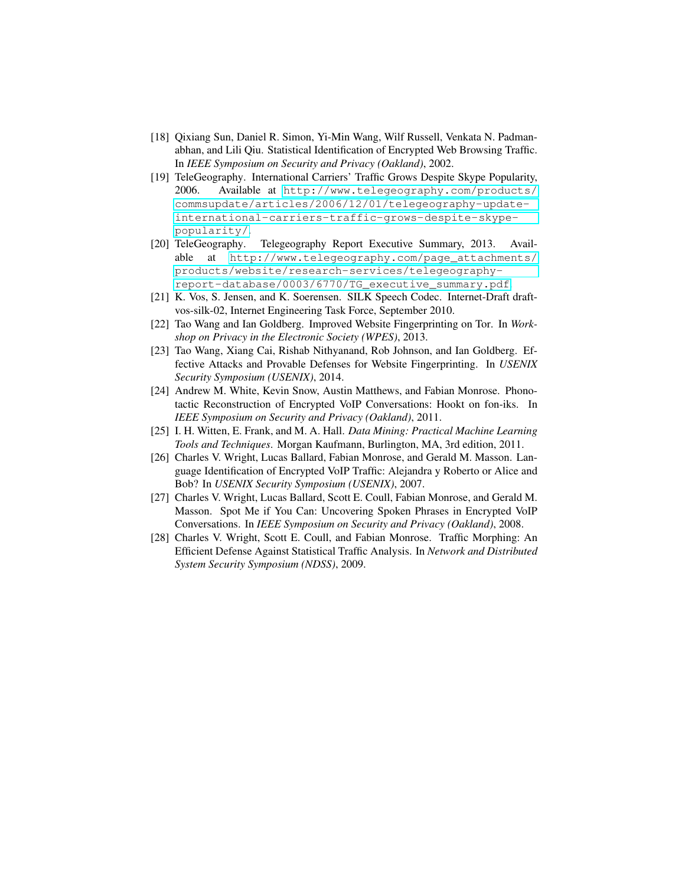[18] Qixiang Sun, Daniel R. Simon, Yi-Min Wang, Wilf Russell, Venkata N. Padmanabhan, and Lili Qiu. Statistical Identification of Encrypted Web Browsing Traffic. In *IEEE Symposium on Security and Privacy (Oakland)*, 2002.

[19] TeleGeography. International Carriers' Traffic Grows Despite Skype Popularity, 2006. Available at http://www.telegeography.com/products/commsupdate/articles/2006/12/01/telegeography-update-international-carriers-traffic-grows-despite-skype-popularity/.

[20] TeleGeography. Telegeography Report Executive Summary, 2013. Available at http://www.telegeography.com/page_attachments/products/website/research-services/telegeography-report-database/0003/6770/TG_executive_summary.pdf.

[21] K. Vos, S. Jensen, and K. Soerensen. SILK Speech Codec. Internet-Draft draft-vos-silk-02, Internet Engineering Task Force, September 2010.

[22] Tao Wang and Ian Goldberg. Improved Website Fingerprinting on Tor. In *Workshop on Privacy in the Electronic Society (WPES)*, 2013.

[23] Tao Wang, Xiang Cai, Rishab Nithyanand, Rob Johnson, and Ian Goldberg. Effective Attacks and Provable Defenses for Website Fingerprinting. In *USENIX Security Symposium (USENIX)*, 2014.

[24] Andrew M. White, Kevin Snow, Austin Matthews, and Fabian Monrose. Phonotactic Reconstruction of Encrypted VoIP Conversations: Hookt on fon-iks. In *IEEE Symposium on Security and Privacy (Oakland)*, 2011.

[25] I. H. Witten, E. Frank, and M. A. Hall. *Data Mining: Practical Machine Learning Tools and Techniques*. Morgan Kaufmann, Burlington, MA, 3rd edition, 2011.

[26] Charles V. Wright, Lucas Ballard, Fabian Monrose, and Gerald M. Masson. Language Identification of Encrypted VoIP Traffic: Alejandra y Roberto or Alice and Bob? In *USENIX Security Symposium (USENIX)*, 2007.

[27] Charles V. Wright, Lucas Ballard, Scott E. Coull, Fabian Monrose, and Gerald M. Masson. Spot Me if You Can: Uncovering Spoken Phrases in Encrypted VoIP Conversations. In *IEEE Symposium on Security and Privacy (Oakland)*, 2008.

[28] Charles V. Wright, Scott E. Coull, and Fabian Monrose. Traffic Morphing: An Efficient Defense Against Statistical Traffic Analysis. In *Network and Distributed System Security Symposium (NDSS)*, 2009.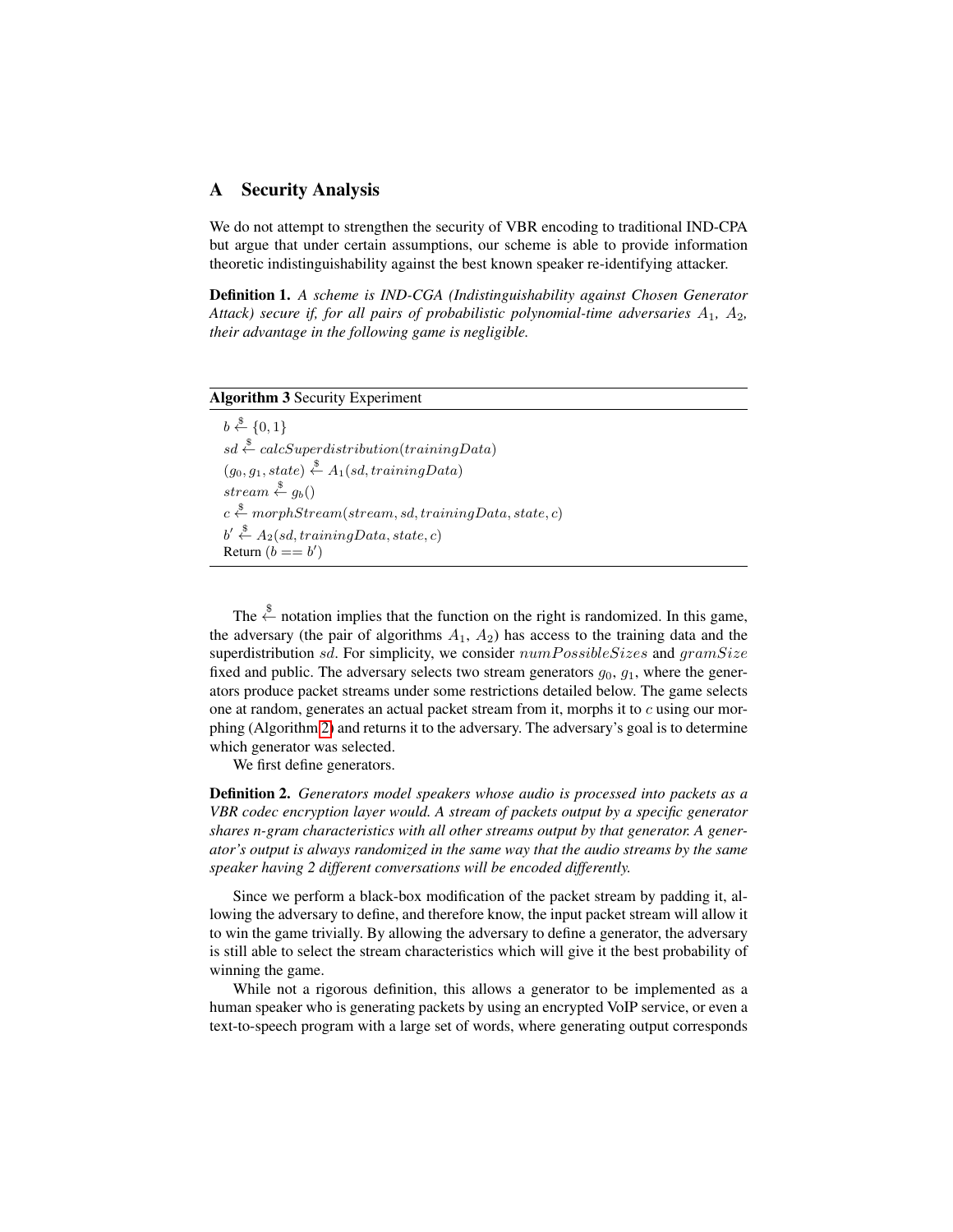## A Security Analysis

We do not attempt to strengthen the security of VBR encoding to traditional IND-CPA but argue that under certain assumptions, our scheme is able to provide information theoretic indistinguishability against the best known speaker re-identifying attacker.

**Definition 1.** *A scheme is IND-CGA (Indistinguishability against Chosen Generator Attack) secure if, for all pairs of probabilistic polynomial-time adversaries $A_1$, $A_2$, their advantage in the following game is negligible.*

---

**Algorithm 3** Security Experiment

---

$b \xleftarrow{\$} \{0, 1\}$
$sd \xleftarrow{\$} calcSuperdistribution(trainingData)$
$(g_0, g_1, state) \xleftarrow{\$} A_1(sd, trainingData)$
$stream \xleftarrow{\$} g_b()$
$c \xleftarrow{\$} morphStream(stream, sd, trainingData, state, c)$
$b' \xleftarrow{\$} A_2(sd, trainingData, state, c)$
Return $(b == b')$

---

The $\xleftarrow{\$}$ notation implies that the function on the right is randomized. In this game, the adversary (the pair of algorithms $A_1$, $A_2$) has access to the training data and the superdistribution $sd$. For simplicity, we consider $numPossibleSizes$ and $gramSize$ fixed and public. The adversary selects two stream generators $g_0$, $g_1$, where the generators produce packet streams under some restrictions detailed below. The game selects one at random, generates an actual packet stream from it, morphs it to $c$ using our morphing (Algorithm 2) and returns it to the adversary. The adversary's goal is to determine which generator was selected.

We first define generators.

**Definition 2.** *Generators model speakers whose audio is processed into packets as a VBR codec encryption layer would. A stream of packets output by a specific generator shares n-gram characteristics with all other streams output by that generator. A generator's output is always randomized in the same way that the audio streams by the same speaker having 2 different conversations will be encoded differently.*

Since we perform a black-box modification of the packet stream by padding it, allowing the adversary to define, and therefore know, the input packet stream will allow it to win the game trivially. By allowing the adversary to define a generator, the adversary is still able to select the stream characteristics which will give it the best probability of winning the game.

While not a rigorous definition, this allows a generator to be implemented as a human speaker who is generating packets by using an encrypted VoIP service, or even a text-to-speech program with a large set of words, where generating output corresponds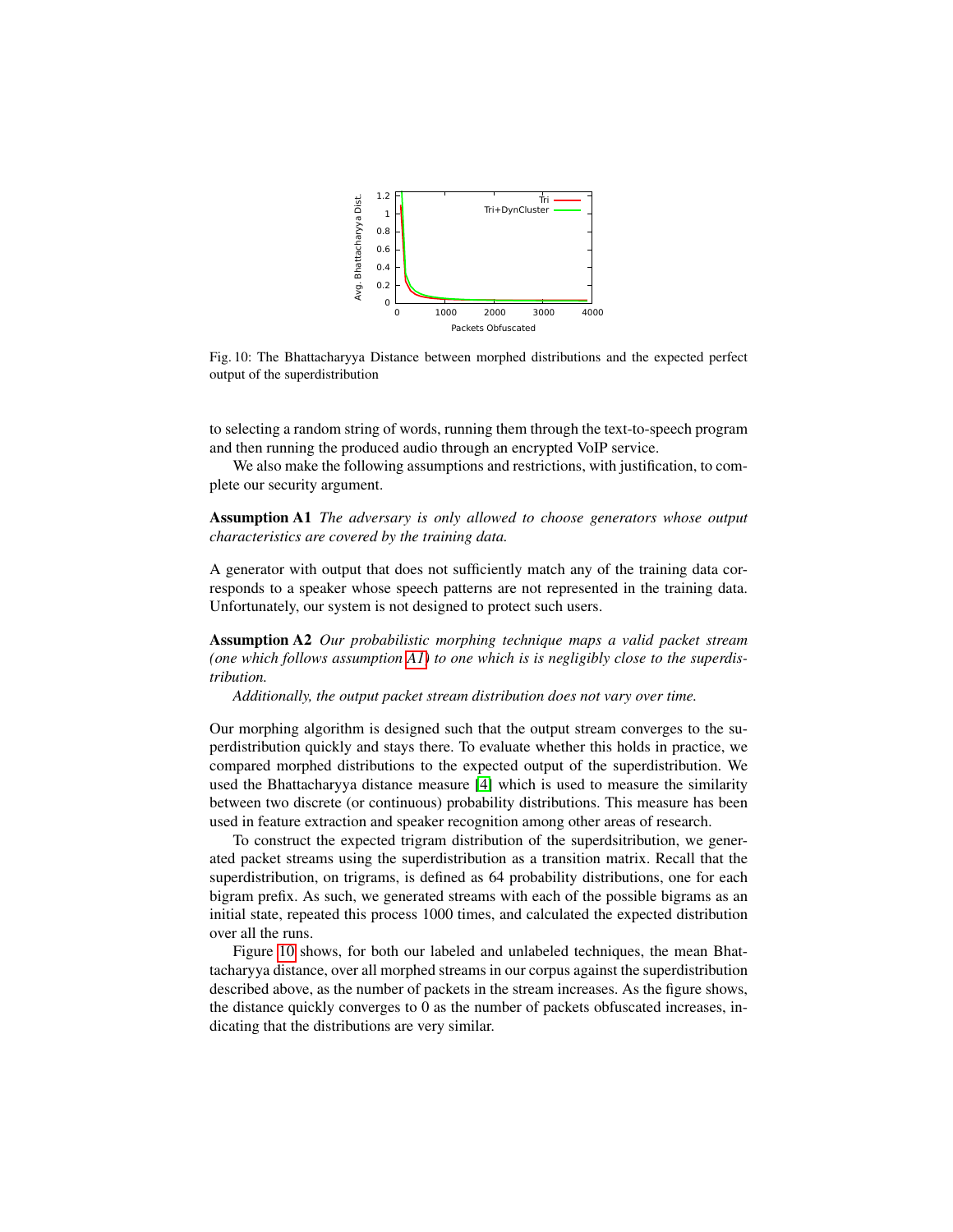Fig. 10: The Bhattacharyya Distance between morphed distributions and the expected perfect output of the superdistribution

to selecting a random string of words, running them through the text-to-speech program and then running the produced audio through an encrypted VoIP service.

We also make the following assumptions and restrictions, with justification, to complete our security argument.

**Assumption A1** *The adversary is only allowed to choose generators whose output characteristics are covered by the training data.*

A generator with output that does not sufficiently match any of the training data corresponds to a speaker whose speech patterns are not represented in the training data. Unfortunately, our system is not designed to protect such users.

**Assumption A2** *Our probabilistic morphing technique maps a valid packet stream (one which follows assumption A1) to one which is is negligibly close to the superdistribution.*

*Additionally, the output packet stream distribution does not vary over time.*

Our morphing algorithm is designed such that the output stream converges to the superdistribution quickly and stays there. To evaluate whether this holds in practice, we compared morphed distributions to the expected output of the superdistribution. We used the Bhattacharyya distance measure [4] which is used to measure the similarity between two discrete (or continuous) probability distributions. This measure has been used in feature extraction and speaker recognition among other areas of research.

To construct the expected trigram distribution of the superdsitribution, we generated packet streams using the superdistribution as a transition matrix. Recall that the superdistribution, on trigrams, is defined as 64 probability distributions, one for each bigram prefix. As such, we generated streams with each of the possible bigrams as an initial state, repeated this process 1000 times, and calculated the expected distribution over all the runs.

Figure 10 shows, for both our labeled and unlabeled techniques, the mean Bhattacharyya distance, over all morphed streams in our corpus against the superdistribution described above, as the number of packets in the stream increases. As the figure shows, the distance quickly converges to 0 as the number of packets obfuscated increases, indicating that the distributions are very similar.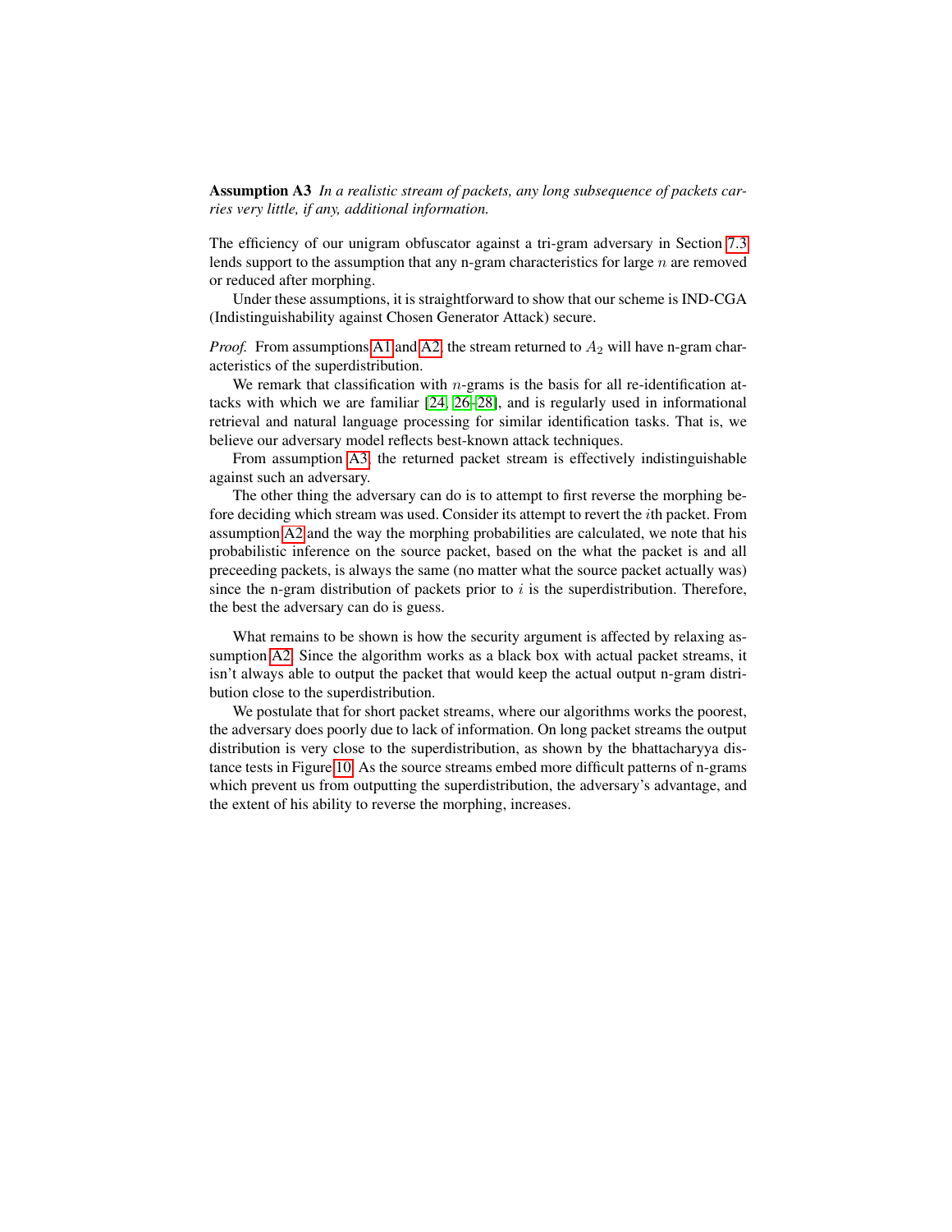**Assumption A3** *In a realistic stream of packets, any long subsequence of packets carries very little, if any, additional information.*

The efficiency of our unigram obfuscator against a tri-gram adversary in Section 7.3 lends support to the assumption that any n-gram characteristics for large $n$ are removed or reduced after morphing.

Under these assumptions, it is straightforward to show that our scheme is IND-CGA (Indistinguishability against Chosen Generator Attack) secure.

*Proof.* From assumptions A1 and A2, the stream returned to $A_2$ will have n-gram characteristics of the superdistribution.

We remark that classification with $n$-grams is the basis for all re-identification attacks with which we are familiar [24, 26–28], and is regularly used in informational retrieval and natural language processing for similar identification tasks. That is, we believe our adversary model reflects best-known attack techniques.

From assumption A3, the returned packet stream is effectively indistinguishable against such an adversary.

The other thing the adversary can do is to attempt to first reverse the morphing before deciding which stream was used. Consider its attempt to revert the $i$th packet. From assumption A2 and the way the morphing probabilities are calculated, we note that his probabilistic inference on the source packet, based on the what the packet is and all preceeding packets, is always the same (no matter what the source packet actually was) since the n-gram distribution of packets prior to $i$ is the superdistribution. Therefore, the best the adversary can do is guess.

What remains to be shown is how the security argument is affected by relaxing assumption A2. Since the algorithm works as a black box with actual packet streams, it isn't always able to output the packet that would keep the actual output n-gram distribution close to the superdistribution.

We postulate that for short packet streams, where our algorithms works the poorest, the adversary does poorly due to lack of information. On long packet streams the output distribution is very close to the superdistribution, as shown by the bhattacharyya distance tests in Figure 10. As the source streams embed more difficult patterns of n-grams which prevent us from outputting the superdistribution, the adversary's advantage, and the extent of his ability to reverse the morphing, increases.